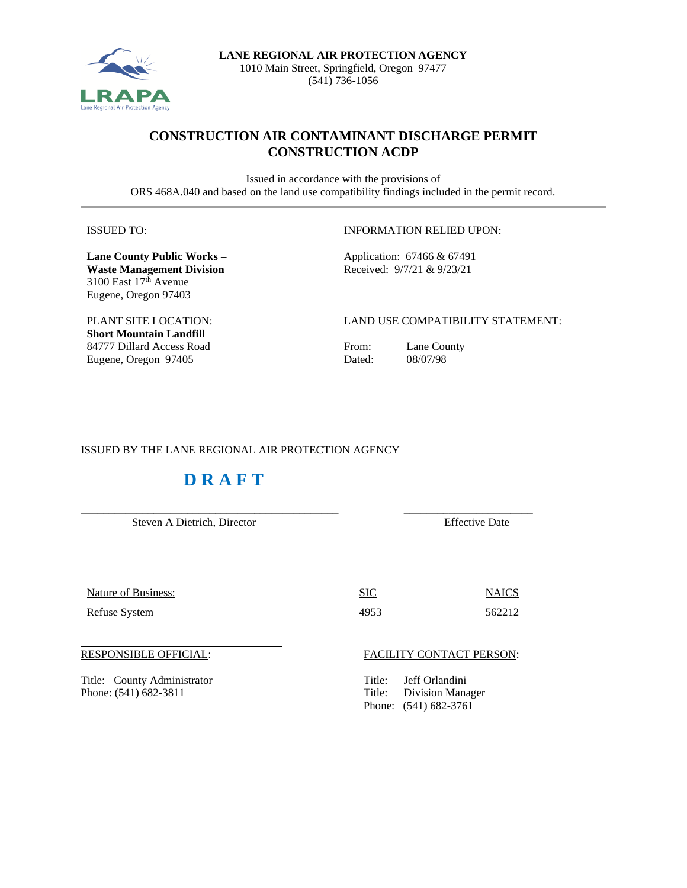**LANE REGIONAL AIR PROTECTION AGENCY**
1010 Main Street, Springfield, Oregon 97477
(541) 736-1056

# CONSTRUCTION AIR CONTAMINANT DISCHARGE PERMIT
# CONSTRUCTION ACDP

Issued in accordance with the provisions of
ORS 468A.040 and based on the land use compatibility findings included in the permit record.

---

ISSUED TO:

**Lane County Public Works – Waste Management Division**
3100 East 17th Avenue
Eugene, Oregon 97403

INFORMATION RELIED UPON:

Application: 67466 & 67491
Received: 9/7/21 & 9/23/21

PLANT SITE LOCATION:
**Short Mountain Landfill**
84777 Dillard Access Road
Eugene, Oregon 97405

LAND USE COMPATIBILITY STATEMENT:

From: Lane County
Dated: 08/07/98

ISSUED BY THE LANE REGIONAL AIR PROTECTION AGENCY

**DRAFT**

\_\_\_\_\_\_\_\_\_\_\_\_\_\_\_\_\_\_\_\_\_\_\_\_\_\_\_\_\_\_\_\_\_\_\_\_\_\_ \_\_\_\_\_\_\_\_\_\_\_\_\_\_\_\_\_\_\_\_
Steven A Dietrich, Director Effective Date

---

| Nature of Business: | SIC | NAICS |
|---|---|---|
| Refuse System | 4953 | 562212 |

RESPONSIBLE OFFICIAL:

Title: County Administrator
Phone: (541) 682-3811

FACILITY CONTACT PERSON:

Title: Jeff Orlandini
Title: Division Manager
Phone: (541) 682-3761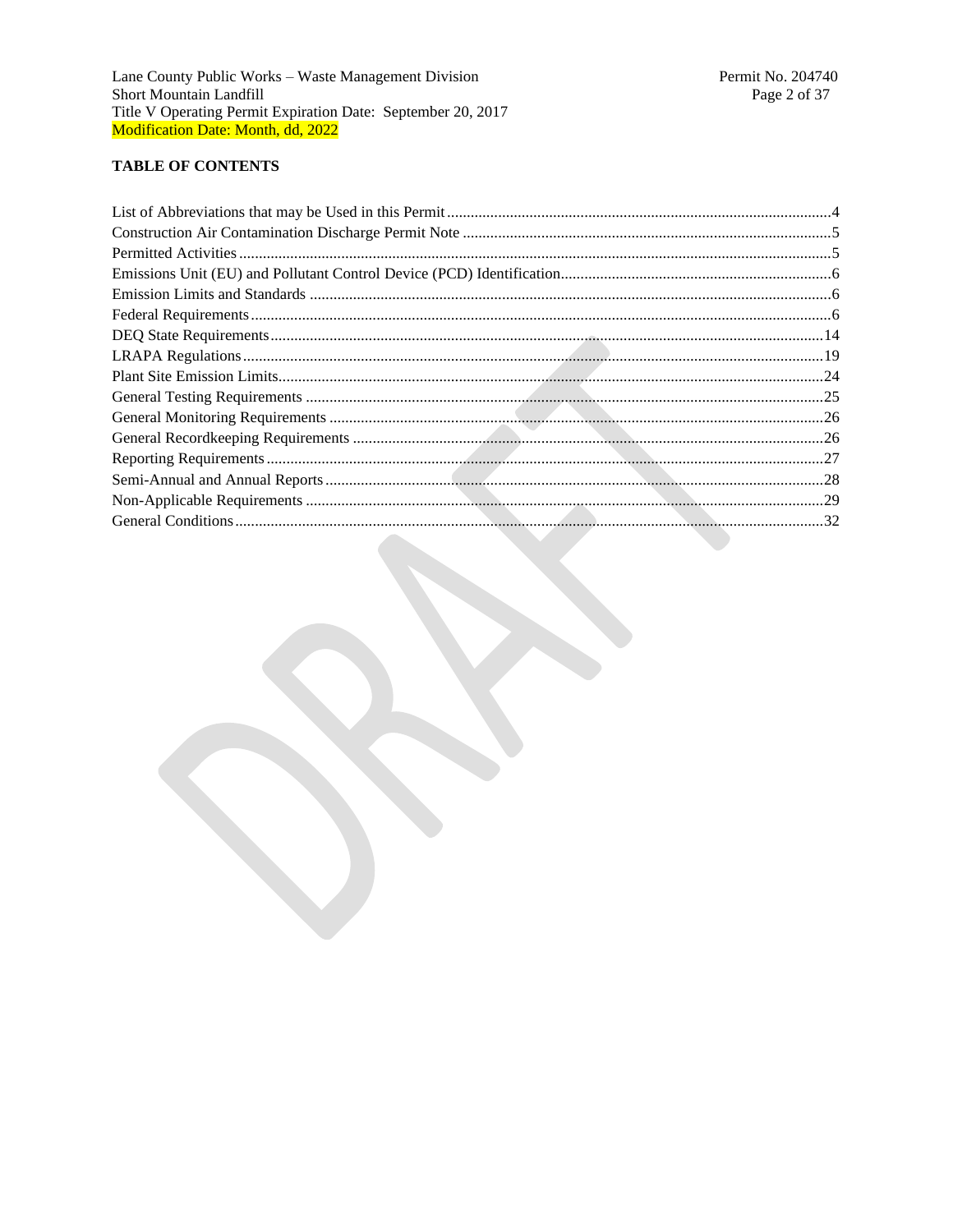## TABLE OF CONTENTS

List of Abbreviations that may be Used in this Permit .....4
Construction Air Contamination Discharge Permit Note .....5
Permitted Activities .....5
Emissions Unit (EU) and Pollutant Control Device (PCD) Identification .....6
Emission Limits and Standards .....6
Federal Requirements .....6
DEQ State Requirements .....14
LRAPA Regulations .....19
Plant Site Emission Limits .....24
General Testing Requirements .....25
General Monitoring Requirements .....26
General Recordkeeping Requirements .....26
Reporting Requirements .....27
Semi-Annual and Annual Reports .....28
Non-Applicable Requirements .....29
General Conditions .....32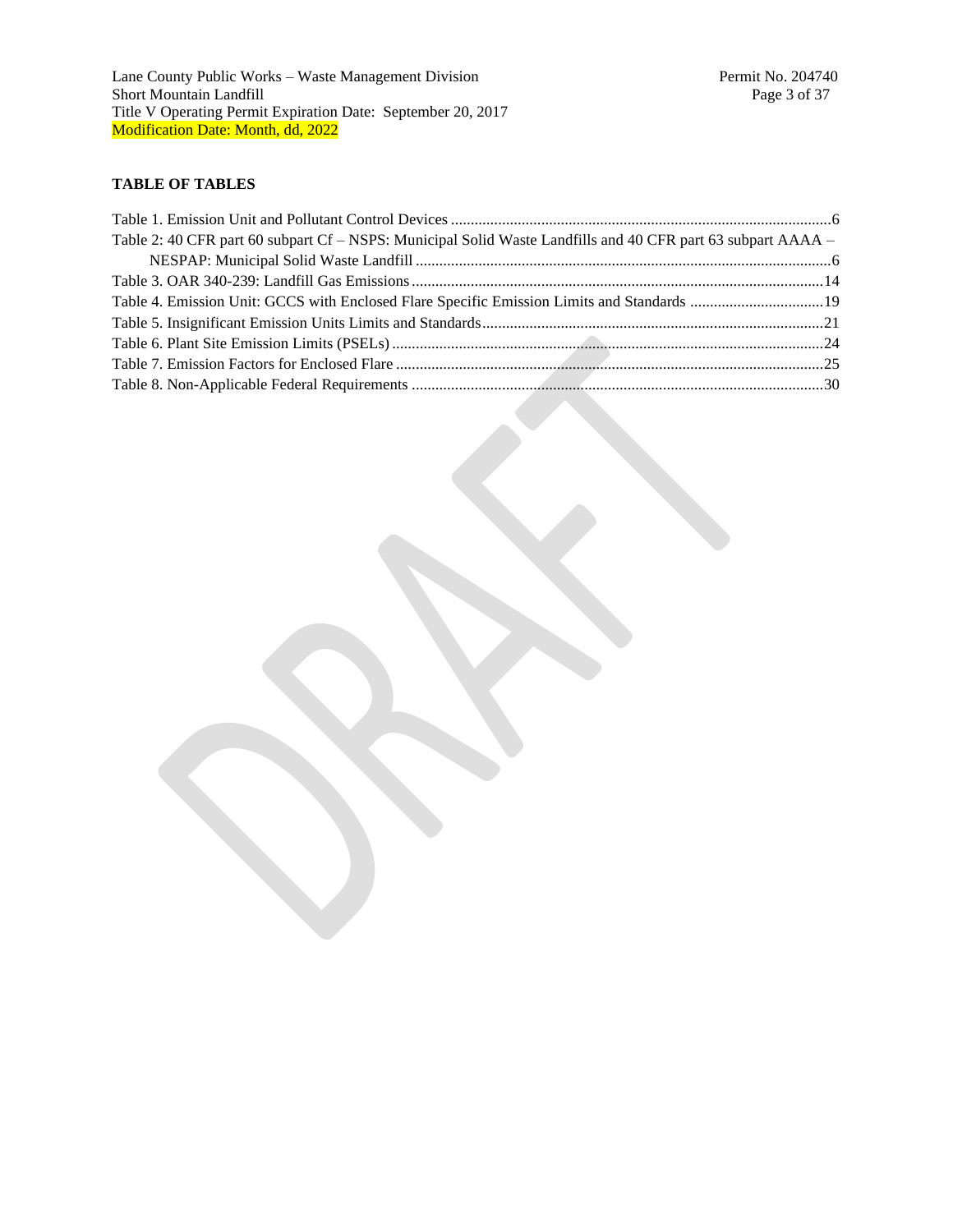**TABLE OF TABLES**

Table 1. Emission Unit and Pollutant Control Devices ....................................................................................6
Table 2: 40 CFR part 60 subpart Cf – NSPS: Municipal Solid Waste Landfills and 40 CFR part 63 subpart AAAA – NESPAP: Municipal Solid Waste Landfill ....................................................................................6
Table 3. OAR 340-239: Landfill Gas Emissions ....................................................................................14
Table 4. Emission Unit: GCCS with Enclosed Flare Specific Emission Limits and Standards ....................................................................................19
Table 5. Insignificant Emission Units Limits and Standards....................................................................................21
Table 6. Plant Site Emission Limits (PSELs) ....................................................................................24
Table 7. Emission Factors for Enclosed Flare ....................................................................................25
Table 8. Non-Applicable Federal Requirements ....................................................................................30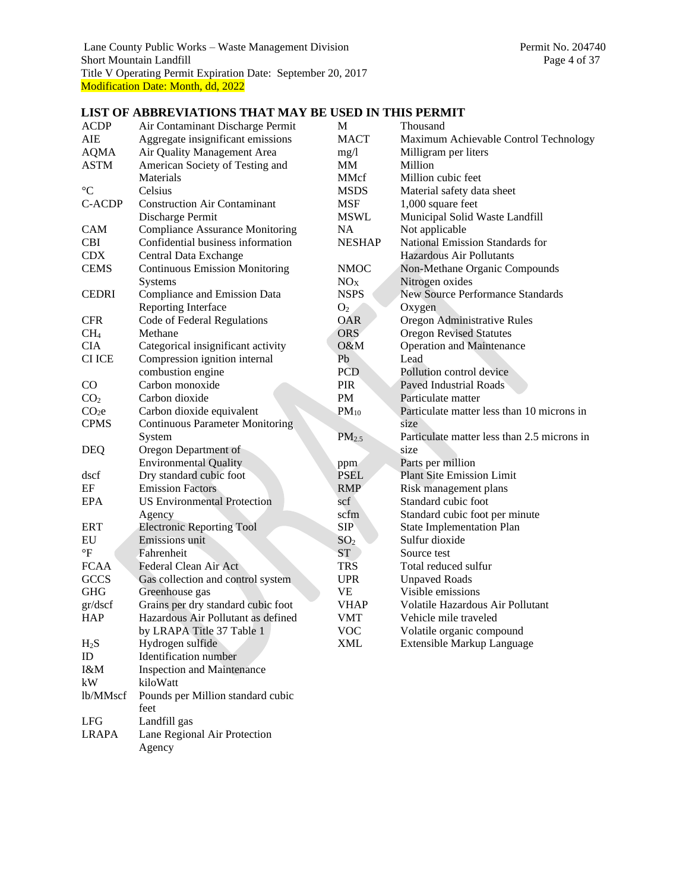## LIST OF ABBREVIATIONS THAT MAY BE USED IN THIS PERMIT

| | |
|---|---|
| ACDP | Air Contaminant Discharge Permit |
| AIE | Aggregate insignificant emissions |
| AQMA | Air Quality Management Area |
| ASTM | American Society of Testing and Materials |
| °C | Celsius |
| C-ACDP | Construction Air Contaminant Discharge Permit |
| CAM | Compliance Assurance Monitoring |
| CBI | Confidential business information |
| CDX | Central Data Exchange |
| CEMS | Continuous Emission Monitoring Systems |
| CEDRI | Compliance and Emission Data Reporting Interface |
| CFR | Code of Federal Regulations |
| $CH_4$ | Methane |
| CIA | Categorical insignificant activity |
| CI ICE | Compression ignition internal combustion engine |
| CO | Carbon monoxide |
| $CO_2$ | Carbon dioxide |
| $CO_2e$ | Carbon dioxide equivalent |
| CPMS | Continuous Parameter Monitoring System |
| DEQ | Oregon Department of Environmental Quality |
| dscf | Dry standard cubic foot |
| EF | Emission Factors |
| EPA | US Environmental Protection Agency |
| ERT | Electronic Reporting Tool |
| EU | Emissions unit |
| °F | Fahrenheit |
| FCAA | Federal Clean Air Act |
| GCCS | Gas collection and control system |
| GHG | Greenhouse gas |
| gr/dscf | Grains per dry standard cubic foot |
| HAP | Hazardous Air Pollutant as defined by LRAPA Title 37 Table 1 |
| $H_2S$ | Hydrogen sulfide |
| ID | Identification number |
| I&M | Inspection and Maintenance |
| kW | kiloWatt |
| lb/MMscf | Pounds per Million standard cubic feet |
| LFG | Landfill gas |
| LRAPA | Lane Regional Air Protection Agency |
| M | Thousand |
| MACT | Maximum Achievable Control Technology |
| mg/l | Milligram per liters |
| MM | Million |
| MMcf | Million cubic feet |
| MSDS | Material safety data sheet |
| MSF | 1,000 square feet |
| MSWL | Municipal Solid Waste Landfill |
| NA | Not applicable |
| NESHAP | National Emission Standards for Hazardous Air Pollutants |
| NMOC | Non-Methane Organic Compounds |
| $NO_X$ | Nitrogen oxides |
| NSPS | New Source Performance Standards |
| $O_2$ | Oxygen |
| OAR | Oregon Administrative Rules |
| ORS | Oregon Revised Statutes |
| O&M | Operation and Maintenance |
| Pb | Lead |
| PCD | Pollution control device |
| PIR | Paved Industrial Roads |
| PM | Particulate matter |
| $PM_{10}$ | Particulate matter less than 10 microns in size |
| $PM_{2.5}$ | Particulate matter less than 2.5 microns in size |
| ppm | Parts per million |
| PSEL | Plant Site Emission Limit |
| RMP | Risk management plans |
| scf | Standard cubic foot |
| scfm | Standard cubic foot per minute |
| SIP | State Implementation Plan |
| $SO_2$ | Sulfur dioxide |
| ST | Source test |
| TRS | Total reduced sulfur |
| UPR | Unpaved Roads |
| VE | Visible emissions |
| VHAP | Volatile Hazardous Air Pollutant |
| VMT | Vehicle mile traveled |
| VOC | Volatile organic compound |
| XML | Extensible Markup Language |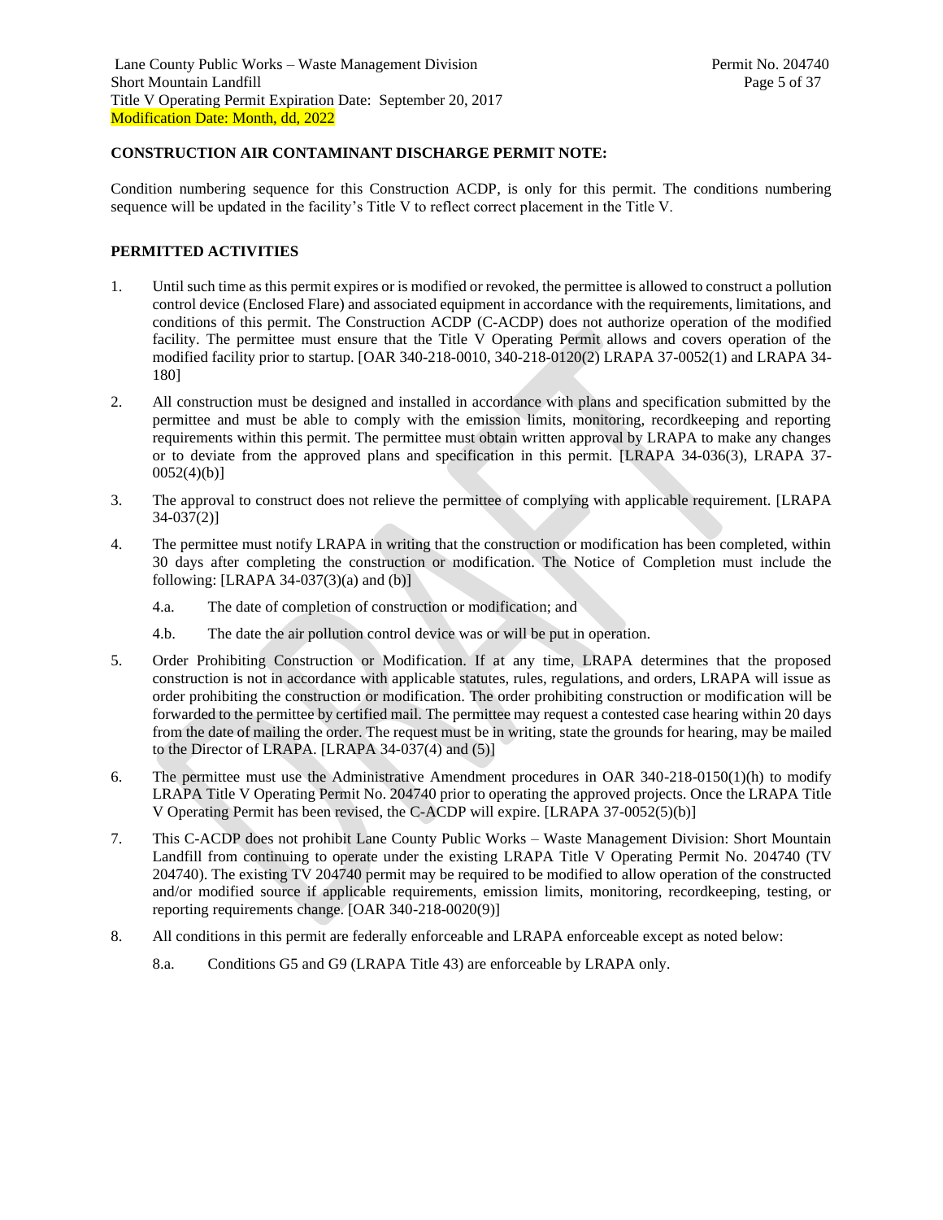**CONSTRUCTION AIR CONTAMINANT DISCHARGE PERMIT NOTE:**

Condition numbering sequence for this Construction ACDP, is only for this permit. The conditions numbering sequence will be updated in the facility's Title V to reflect correct placement in the Title V.

**PERMITTED ACTIVITIES**

1. Until such time as this permit expires or is modified or revoked, the permittee is allowed to construct a pollution control device (Enclosed Flare) and associated equipment in accordance with the requirements, limitations, and conditions of this permit. The Construction ACDP (C-ACDP) does not authorize operation of the modified facility. The permittee must ensure that the Title V Operating Permit allows and covers operation of the modified facility prior to startup. [OAR 340-218-0010, 340-218-0120(2) LRAPA 37-0052(1) and LRAPA 34-180]

2. All construction must be designed and installed in accordance with plans and specification submitted by the permittee and must be able to comply with the emission limits, monitoring, recordkeeping and reporting requirements within this permit. The permittee must obtain written approval by LRAPA to make any changes or to deviate from the approved plans and specification in this permit. [LRAPA 34-036(3), LRAPA 37-0052(4)(b)]

3. The approval to construct does not relieve the permittee of complying with applicable requirement. [LRAPA 34-037(2)]

4. The permittee must notify LRAPA in writing that the construction or modification has been completed, within 30 days after completing the construction or modification. The Notice of Completion must include the following: [LRAPA 34-037(3)(a) and (b)]

   4.a. The date of completion of construction or modification; and

   4.b. The date the air pollution control device was or will be put in operation.

5. Order Prohibiting Construction or Modification. If at any time, LRAPA determines that the proposed construction is not in accordance with applicable statutes, rules, regulations, and orders, LRAPA will issue as order prohibiting the construction or modification. The order prohibiting construction or modification will be forwarded to the permittee by certified mail. The permittee may request a contested case hearing within 20 days from the date of mailing the order. The request must be in writing, state the grounds for hearing, may be mailed to the Director of LRAPA. [LRAPA 34-037(4) and (5)]

6. The permittee must use the Administrative Amendment procedures in OAR 340-218-0150(1)(h) to modify LRAPA Title V Operating Permit No. 204740 prior to operating the approved projects. Once the LRAPA Title V Operating Permit has been revised, the C-ACDP will expire. [LRAPA 37-0052(5)(b)]

7. This C-ACDP does not prohibit Lane County Public Works – Waste Management Division: Short Mountain Landfill from continuing to operate under the existing LRAPA Title V Operating Permit No. 204740 (TV 204740). The existing TV 204740 permit may be required to be modified to allow operation of the constructed and/or modified source if applicable requirements, emission limits, monitoring, recordkeeping, testing, or reporting requirements change. [OAR 340-218-0020(9)]

8. All conditions in this permit are federally enforceable and LRAPA enforceable except as noted below:

   8.a. Conditions G5 and G9 (LRAPA Title 43) are enforceable by LRAPA only.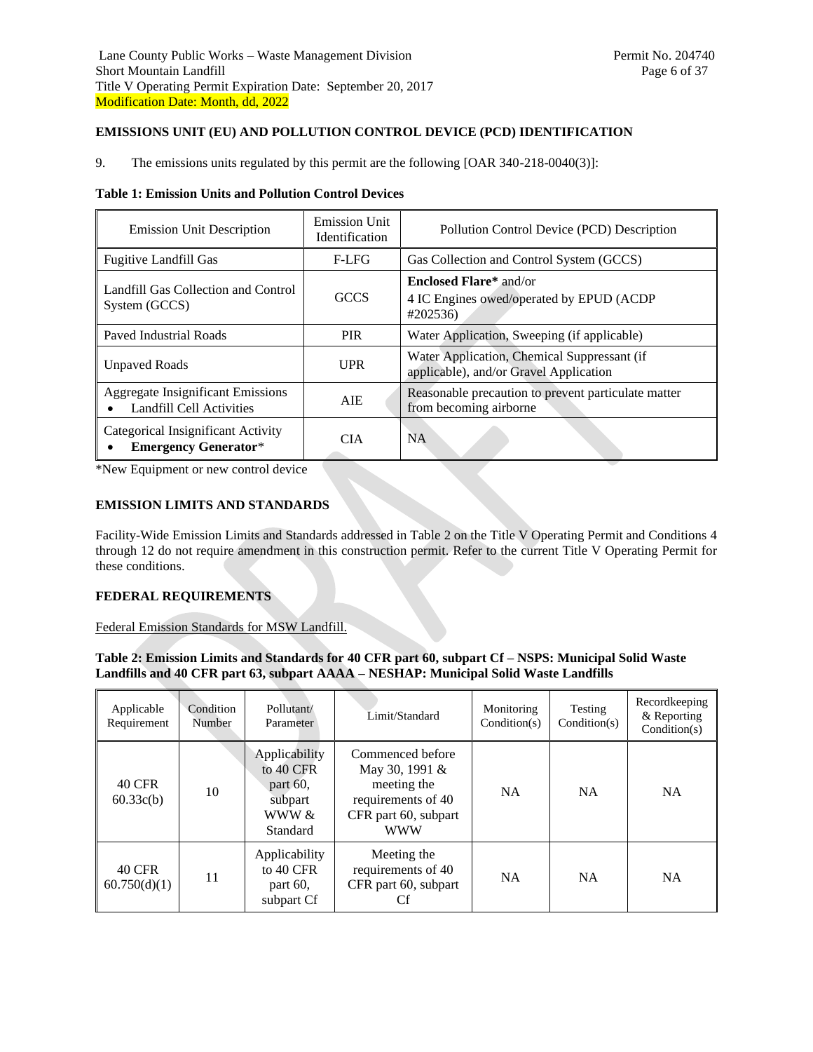## EMISSIONS UNIT (EU) AND POLLUTION CONTROL DEVICE (PCD) IDENTIFICATION

9. The emissions units regulated by this permit are the following [OAR 340-218-0040(3)]:

**Table 1: Emission Units and Pollution Control Devices**

| Emission Unit Description | Emission Unit Identification | Pollution Control Device (PCD) Description |
|---|---|---|
| Fugitive Landfill Gas | F-LFG | Gas Collection and Control System (GCCS) |
| Landfill Gas Collection and Control System (GCCS) | GCCS | **Enclosed Flare*** and/or 4 IC Engines owed/operated by EPUD (ACDP #202536) |
| Paved Industrial Roads | PIR | Water Application, Sweeping (if applicable) |
| Unpaved Roads | UPR | Water Application, Chemical Suppressant (if applicable), and/or Gravel Application |
| Aggregate Insignificant Emissions<br>• Landfill Cell Activities | AIE | Reasonable precaution to prevent particulate matter from becoming airborne |
| Categorical Insignificant Activity<br>• **Emergency Generator*** | CIA | NA |

*New Equipment or new control device

## EMISSION LIMITS AND STANDARDS

Facility-Wide Emission Limits and Standards addressed in Table 2 on the Title V Operating Permit and Conditions 4 through 12 do not require amendment in this construction permit. Refer to the current Title V Operating Permit for these conditions.

## FEDERAL REQUIREMENTS

Federal Emission Standards for MSW Landfill.

**Table 2: Emission Limits and Standards for 40 CFR part 60, subpart Cf – NSPS: Municipal Solid Waste Landfills and 40 CFR part 63, subpart AAAA – NESHAP: Municipal Solid Waste Landfills**

| Applicable Requirement | Condition Number | Pollutant/ Parameter | Limit/Standard | Monitoring Condition(s) | Testing Condition(s) | Recordkeeping & Reporting Condition(s) |
|---|---|---|---|---|---|---|
| 40 CFR 60.33c(b) | 10 | Applicability to 40 CFR part 60, subpart WWW & Standard | Commenced before May 30, 1991 & meeting the requirements of 40 CFR part 60, subpart WWW | NA | NA | NA |
| 40 CFR 60.750(d)(1) | 11 | Applicability to 40 CFR part 60, subpart Cf | Meeting the requirements of 40 CFR part 60, subpart Cf | NA | NA | NA |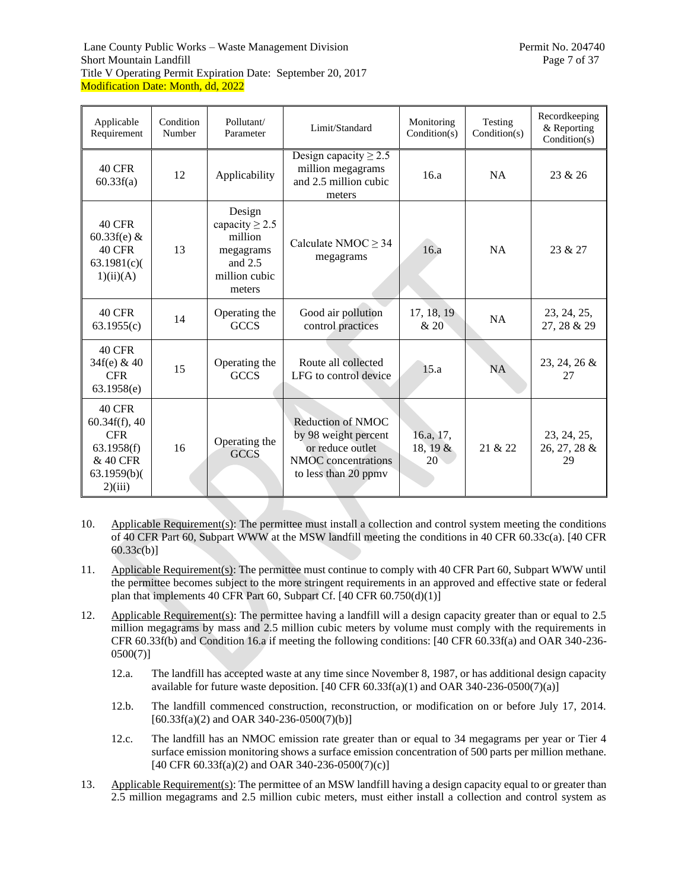| Applicable Requirement | Condition Number | Pollutant/ Parameter | Limit/Standard | Monitoring Condition(s) | Testing Condition(s) | Recordkeeping & Reporting Condition(s) |
|---|---|---|---|---|---|---|
| 40 CFR 60.33f(a) | 12 | Applicability | Design capacity ≥ 2.5 million megagrams and 2.5 million cubic meters | 16.a | NA | 23 & 26 |
| 40 CFR 60.33f(e) & 40 CFR 63.1981(c)(1)(ii)(A) | 13 | Design capacity ≥ 2.5 million megagrams and 2.5 million cubic meters | Calculate NMOC ≥ 34 megagrams | 16.a | NA | 23 & 27 |
| 40 CFR 63.1955(c) | 14 | Operating the GCCS | Good air pollution control practices | 17, 18, 19 & 20 | NA | 23, 24, 25, 27, 28 & 29 |
| 40 CFR 34f(e) & 40 CFR 63.1958(e) | 15 | Operating the GCCS | Route all collected LFG to control device | 15.a | NA | 23, 24, 26 & 27 |
| 40 CFR 60.34f(f), 40 CFR 63.1958(f) & 40 CFR 63.1959(b)(2)(iii) | 16 | Operating the GCCS | Reduction of NMOC by 98 weight percent or reduce outlet NMOC concentrations to less than 20 ppmv | 16.a, 17, 18, 19 & 20 | 21 & 22 | 23, 24, 25, 26, 27, 28 & 29 |

10. Applicable Requirement(s): The permittee must install a collection and control system meeting the conditions of 40 CFR Part 60, Subpart WWW at the MSW landfill meeting the conditions in 40 CFR 60.33c(a). [40 CFR 60.33c(b)]

11. Applicable Requirement(s): The permittee must continue to comply with 40 CFR Part 60, Subpart WWW until the permittee becomes subject to the more stringent requirements in an approved and effective state or federal plan that implements 40 CFR Part 60, Subpart Cf. [40 CFR 60.750(d)(1)]

12. Applicable Requirement(s): The permittee having a landfill will a design capacity greater than or equal to 2.5 million megagrams by mass and 2.5 million cubic meters by volume must comply with the requirements in CFR 60.33f(b) and Condition 16.a if meeting the following conditions: [40 CFR 60.33f(a) and OAR 340-236-0500(7)]

    12.a. The landfill has accepted waste at any time since November 8, 1987, or has additional design capacity available for future waste deposition. [40 CFR 60.33f(a)(1) and OAR 340-236-0500(7)(a)]

    12.b. The landfill commenced construction, reconstruction, or modification on or before July 17, 2014. [60.33f(a)(2) and OAR 340-236-0500(7)(b)]

    12.c. The landfill has an NMOC emission rate greater than or equal to 34 megagrams per year or Tier 4 surface emission monitoring shows a surface emission concentration of 500 parts per million methane. [40 CFR 60.33f(a)(2) and OAR 340-236-0500(7)(c)]

13. Applicable Requirement(s): The permittee of an MSW landfill having a design capacity equal to or greater than 2.5 million megagrams and 2.5 million cubic meters, must either install a collection and control system as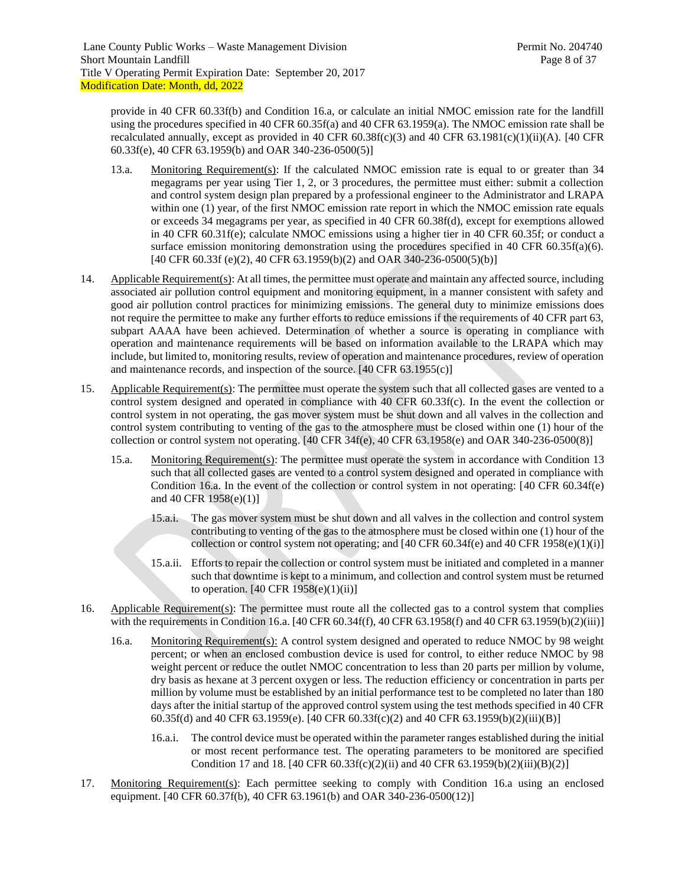provide in 40 CFR 60.33f(b) and Condition 16.a, or calculate an initial NMOC emission rate for the landfill using the procedures specified in 40 CFR 60.35f(a) and 40 CFR 63.1959(a). The NMOC emission rate shall be recalculated annually, except as provided in 40 CFR 60.38f(c)(3) and 40 CFR 63.1981(c)(1)(ii)(A). [40 CFR 60.33f(e), 40 CFR 63.1959(b) and OAR 340-236-0500(5)]

13.a. Monitoring Requirement(s): If the calculated NMOC emission rate is equal to or greater than 34 megagrams per year using Tier 1, 2, or 3 procedures, the permittee must either: submit a collection and control system design plan prepared by a professional engineer to the Administrator and LRAPA within one (1) year, of the first NMOC emission rate report in which the NMOC emission rate equals or exceeds 34 megagrams per year, as specified in 40 CFR 60.38f(d), except for exemptions allowed in 40 CFR 60.31f(e); calculate NMOC emissions using a higher tier in 40 CFR 60.35f; or conduct a surface emission monitoring demonstration using the procedures specified in 40 CFR 60.35f(a)(6). [40 CFR 60.33f (e)(2), 40 CFR 63.1959(b)(2) and OAR 340-236-0500(5)(b)]

14. Applicable Requirement(s): At all times, the permittee must operate and maintain any affected source, including associated air pollution control equipment and monitoring equipment, in a manner consistent with safety and good air pollution control practices for minimizing emissions. The general duty to minimize emissions does not require the permittee to make any further efforts to reduce emissions if the requirements of 40 CFR part 63, subpart AAAA have been achieved. Determination of whether a source is operating in compliance with operation and maintenance requirements will be based on information available to the LRAPA which may include, but limited to, monitoring results, review of operation and maintenance procedures, review of operation and maintenance records, and inspection of the source. [40 CFR 63.1955(c)]

15. Applicable Requirement(s): The permittee must operate the system such that all collected gases are vented to a control system designed and operated in compliance with 40 CFR 60.33f(c). In the event the collection or control system in not operating, the gas mover system must be shut down and all valves in the collection and control system contributing to venting of the gas to the atmosphere must be closed within one (1) hour of the collection or control system not operating. [40 CFR 34f(e), 40 CFR 63.1958(e) and OAR 340-236-0500(8)]

15.a. Monitoring Requirement(s): The permittee must operate the system in accordance with Condition 13 such that all collected gases are vented to a control system designed and operated in compliance with Condition 16.a. In the event of the collection or control system in not operating: [40 CFR 60.34f(e) and 40 CFR 1958(e)(1)]

15.a.i. The gas mover system must be shut down and all valves in the collection and control system contributing to venting of the gas to the atmosphere must be closed within one (1) hour of the collection or control system not operating; and [40 CFR 60.34f(e) and 40 CFR 1958(e)(1)(i)]

15.a.ii. Efforts to repair the collection or control system must be initiated and completed in a manner such that downtime is kept to a minimum, and collection and control system must be returned to operation. [40 CFR 1958(e)(1)(ii)]

16. Applicable Requirement(s): The permittee must route all the collected gas to a control system that complies with the requirements in Condition 16.a. [40 CFR 60.34f(f), 40 CFR 63.1958(f) and 40 CFR 63.1959(b)(2)(iii)]

16.a. Monitoring Requirement(s): A control system designed and operated to reduce NMOC by 98 weight percent; or when an enclosed combustion device is used for control, to either reduce NMOC by 98 weight percent or reduce the outlet NMOC concentration to less than 20 parts per million by volume, dry basis as hexane at 3 percent oxygen or less. The reduction efficiency or concentration in parts per million by volume must be established by an initial performance test to be completed no later than 180 days after the initial startup of the approved control system using the test methods specified in 40 CFR 60.35f(d) and 40 CFR 63.1959(e). [40 CFR 60.33f(c)(2) and 40 CFR 63.1959(b)(2)(iii)(B)]

16.a.i. The control device must be operated within the parameter ranges established during the initial or most recent performance test. The operating parameters to be monitored are specified Condition 17 and 18. [40 CFR 60.33f(c)(2)(ii) and 40 CFR 63.1959(b)(2)(iii)(B)(2)]

17. Monitoring Requirement(s): Each permittee seeking to comply with Condition 16.a using an enclosed equipment. [40 CFR 60.37f(b), 40 CFR 63.1961(b) and OAR 340-236-0500(12)]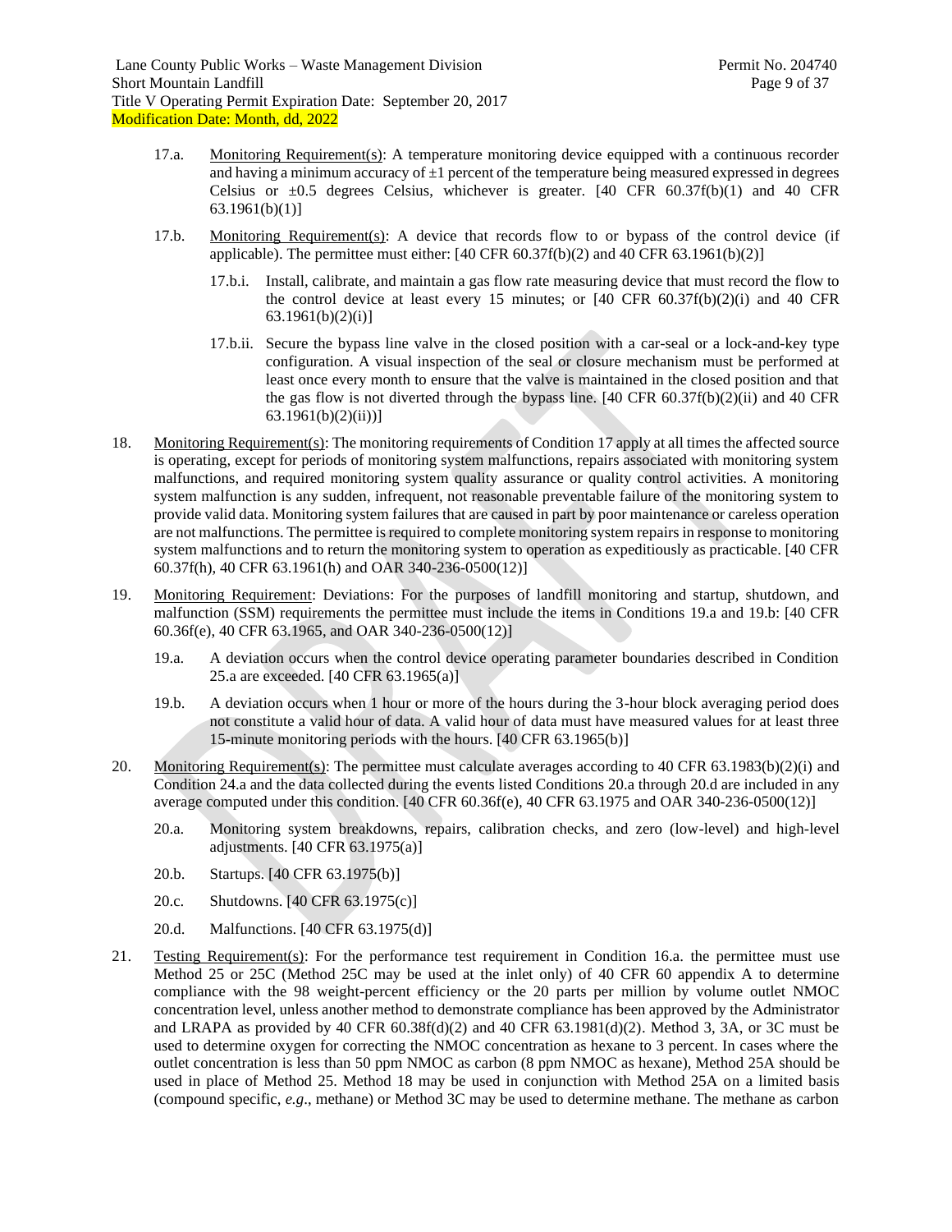17.a. Monitoring Requirement(s): A temperature monitoring device equipped with a continuous recorder and having a minimum accuracy of ±1 percent of the temperature being measured expressed in degrees Celsius or ±0.5 degrees Celsius, whichever is greater. [40 CFR 60.37f(b)(1) and 40 CFR 63.1961(b)(1)]

17.b. Monitoring Requirement(s): A device that records flow to or bypass of the control device (if applicable). The permittee must either: [40 CFR 60.37f(b)(2) and 40 CFR 63.1961(b)(2)]

17.b.i. Install, calibrate, and maintain a gas flow rate measuring device that must record the flow to the control device at least every 15 minutes; or [40 CFR 60.37f(b)(2)(i) and 40 CFR 63.1961(b)(2)(i)]

17.b.ii. Secure the bypass line valve in the closed position with a car-seal or a lock-and-key type configuration. A visual inspection of the seal or closure mechanism must be performed at least once every month to ensure that the valve is maintained in the closed position and that the gas flow is not diverted through the bypass line. [40 CFR 60.37f(b)(2)(ii) and 40 CFR 63.1961(b)(2)(ii))]

18. Monitoring Requirement(s): The monitoring requirements of Condition 17 apply at all times the affected source is operating, except for periods of monitoring system malfunctions, repairs associated with monitoring system malfunctions, and required monitoring system quality assurance or quality control activities. A monitoring system malfunction is any sudden, infrequent, not reasonable preventable failure of the monitoring system to provide valid data. Monitoring system failures that are caused in part by poor maintenance or careless operation are not malfunctions. The permittee is required to complete monitoring system repairs in response to monitoring system malfunctions and to return the monitoring system to operation as expeditiously as practicable. [40 CFR 60.37f(h), 40 CFR 63.1961(h) and OAR 340-236-0500(12)]

19. Monitoring Requirement: Deviations: For the purposes of landfill monitoring and startup, shutdown, and malfunction (SSM) requirements the permittee must include the items in Conditions 19.a and 19.b: [40 CFR 60.36f(e), 40 CFR 63.1965, and OAR 340-236-0500(12)]

19.a. A deviation occurs when the control device operating parameter boundaries described in Condition 25.a are exceeded. [40 CFR 63.1965(a)]

19.b. A deviation occurs when 1 hour or more of the hours during the 3-hour block averaging period does not constitute a valid hour of data. A valid hour of data must have measured values for at least three 15-minute monitoring periods with the hours. [40 CFR 63.1965(b)]

20. Monitoring Requirement(s): The permittee must calculate averages according to 40 CFR 63.1983(b)(2)(i) and Condition 24.a and the data collected during the events listed Conditions 20.a through 20.d are included in any average computed under this condition. [40 CFR 60.36f(e), 40 CFR 63.1975 and OAR 340-236-0500(12)]

20.a. Monitoring system breakdowns, repairs, calibration checks, and zero (low-level) and high-level adjustments. [40 CFR 63.1975(a)]

20.b. Startups. [40 CFR 63.1975(b)]

20.c. Shutdowns. [40 CFR 63.1975(c)]

20.d. Malfunctions. [40 CFR 63.1975(d)]

21. Testing Requirement(s): For the performance test requirement in Condition 16.a. the permittee must use Method 25 or 25C (Method 25C may be used at the inlet only) of 40 CFR 60 appendix A to determine compliance with the 98 weight-percent efficiency or the 20 parts per million by volume outlet NMOC concentration level, unless another method to demonstrate compliance has been approved by the Administrator and LRAPA as provided by 40 CFR 60.38f(d)(2) and 40 CFR 63.1981(d)(2). Method 3, 3A, or 3C must be used to determine oxygen for correcting the NMOC concentration as hexane to 3 percent. In cases where the outlet concentration is less than 50 ppm NMOC as carbon (8 ppm NMOC as hexane), Method 25A should be used in place of Method 25. Method 18 may be used in conjunction with Method 25A on a limited basis (compound specific, *e.g*., methane) or Method 3C may be used to determine methane. The methane as carbon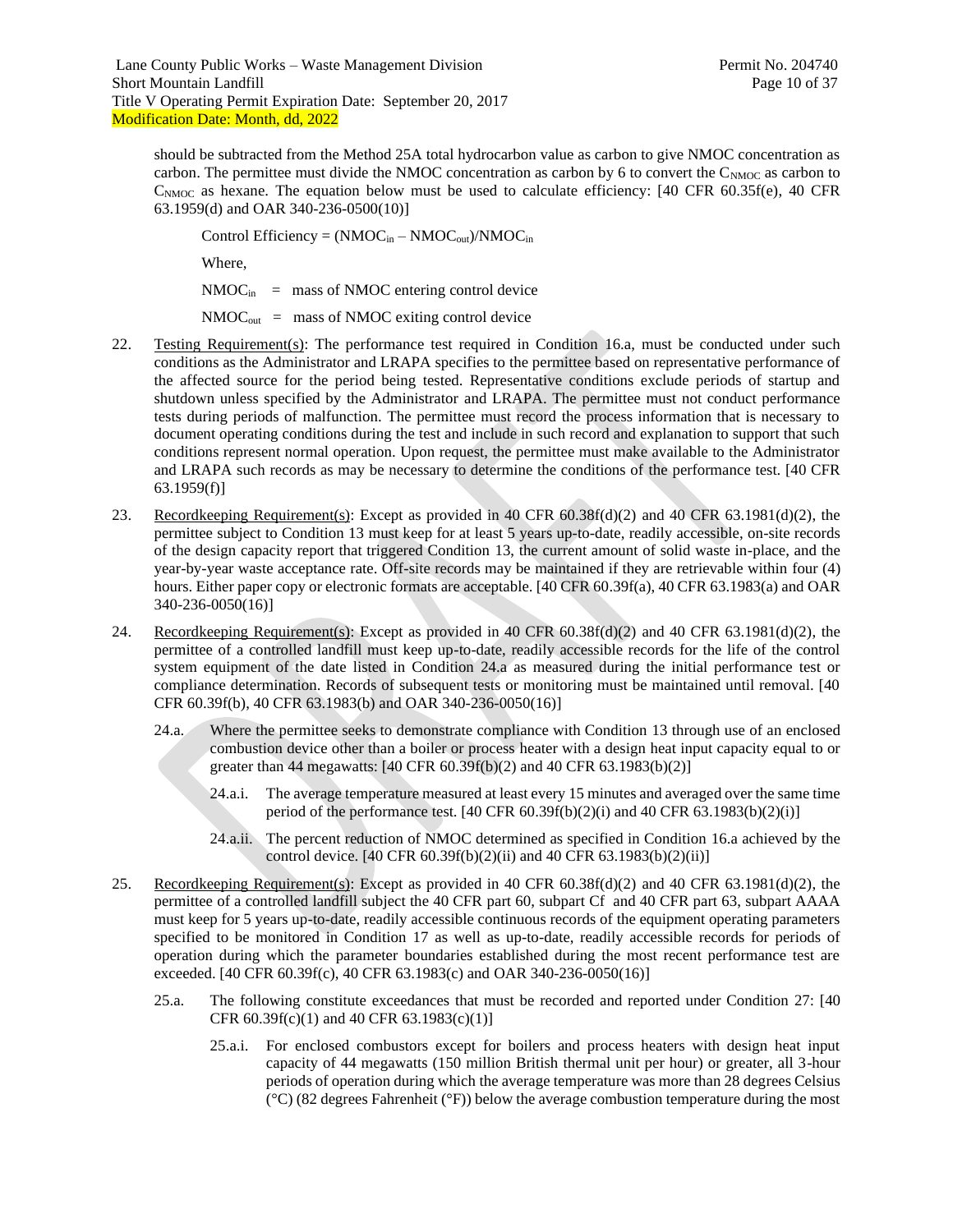should be subtracted from the Method 25A total hydrocarbon value as carbon to give NMOC concentration as carbon. The permittee must divide the NMOC concentration as carbon by 6 to convert the $C_{NMOC}$ as carbon to $C_{NMOC}$ as hexane. The equation below must be used to calculate efficiency: [40 CFR 60.35f(e), 40 CFR 63.1959(d) and OAR 340-236-0500(10)]

$$\text{Control Efficiency} = (NMOC_{in} - NMOC_{out})/NMOC_{in}$$

Where,

$NMOC_{in}$ = mass of NMOC entering control device

$NMOC_{out}$ = mass of NMOC exiting control device

22. Testing Requirement(s): The performance test required in Condition 16.a, must be conducted under such conditions as the Administrator and LRAPA specifies to the permittee based on representative performance of the affected source for the period being tested. Representative conditions exclude periods of startup and shutdown unless specified by the Administrator and LRAPA. The permittee must not conduct performance tests during periods of malfunction. The permittee must record the process information that is necessary to document operating conditions during the test and include in such record and explanation to support that such conditions represent normal operation. Upon request, the permittee must make available to the Administrator and LRAPA such records as may be necessary to determine the conditions of the performance test. [40 CFR 63.1959(f)]

23. Recordkeeping Requirement(s): Except as provided in 40 CFR 60.38f(d)(2) and 40 CFR 63.1981(d)(2), the permittee subject to Condition 13 must keep for at least 5 years up-to-date, readily accessible, on-site records of the design capacity report that triggered Condition 13, the current amount of solid waste in-place, and the year-by-year waste acceptance rate. Off-site records may be maintained if they are retrievable within four (4) hours. Either paper copy or electronic formats are acceptable. [40 CFR 60.39f(a), 40 CFR 63.1983(a) and OAR 340-236-0050(16)]

24. Recordkeeping Requirement(s): Except as provided in 40 CFR 60.38f(d)(2) and 40 CFR 63.1981(d)(2), the permittee of a controlled landfill must keep up-to-date, readily accessible records for the life of the control system equipment of the date listed in Condition 24.a as measured during the initial performance test or compliance determination. Records of subsequent tests or monitoring must be maintained until removal. [40 CFR 60.39f(b), 40 CFR 63.1983(b) and OAR 340-236-0050(16)]

    24.a. Where the permittee seeks to demonstrate compliance with Condition 13 through use of an enclosed combustion device other than a boiler or process heater with a design heat input capacity equal to or greater than 44 megawatts: [40 CFR 60.39f(b)(2) and 40 CFR 63.1983(b)(2)]

        24.a.i. The average temperature measured at least every 15 minutes and averaged over the same time period of the performance test. [40 CFR 60.39f(b)(2)(i) and 40 CFR 63.1983(b)(2)(i)]

        24.a.ii. The percent reduction of NMOC determined as specified in Condition 16.a achieved by the control device. [40 CFR 60.39f(b)(2)(ii) and 40 CFR 63.1983(b)(2)(ii)]

25. Recordkeeping Requirement(s): Except as provided in 40 CFR 60.38f(d)(2) and 40 CFR 63.1981(d)(2), the permittee of a controlled landfill subject the 40 CFR part 60, subpart Cf and 40 CFR part 63, subpart AAAA must keep for 5 years up-to-date, readily accessible continuous records of the equipment operating parameters specified to be monitored in Condition 17 as well as up-to-date, readily accessible records for periods of operation during which the parameter boundaries established during the most recent performance test are exceeded. [40 CFR 60.39f(c), 40 CFR 63.1983(c) and OAR 340-236-0050(16)]

    25.a. The following constitute exceedances that must be recorded and reported under Condition 27: [40 CFR 60.39f(c)(1) and 40 CFR 63.1983(c)(1)]

        25.a.i. For enclosed combustors except for boilers and process heaters with design heat input capacity of 44 megawatts (150 million British thermal unit per hour) or greater, all 3-hour periods of operation during which the average temperature was more than 28 degrees Celsius (°C) (82 degrees Fahrenheit (°F)) below the average combustion temperature during the most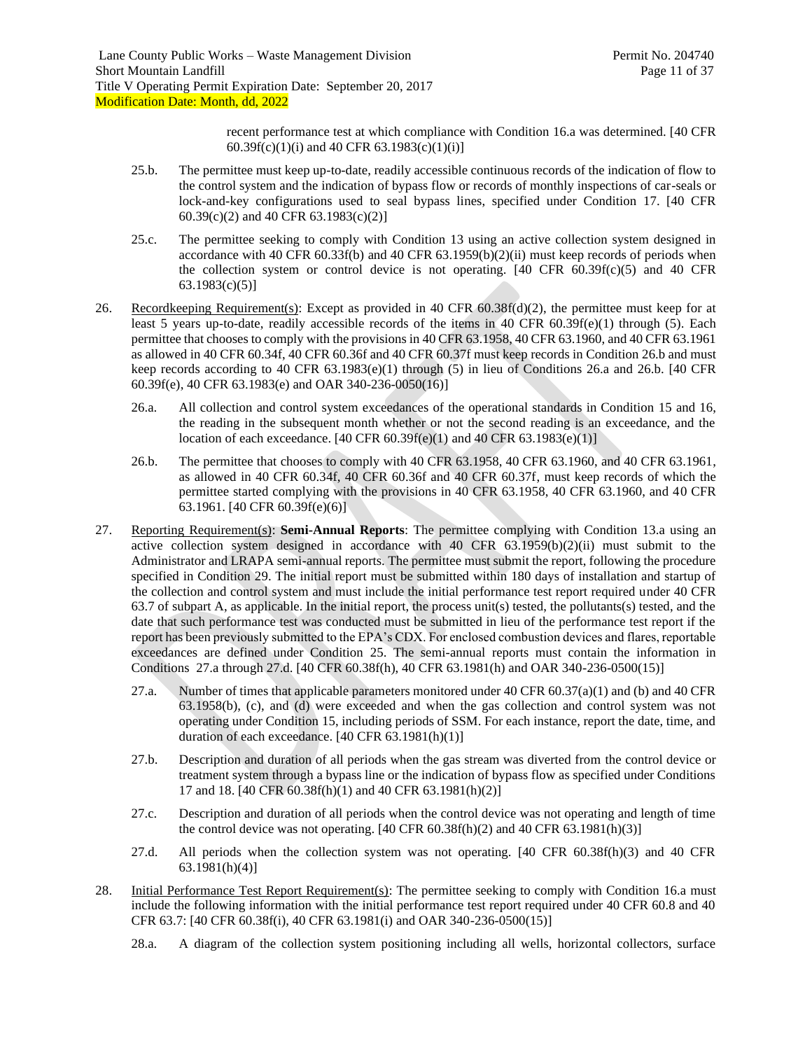recent performance test at which compliance with Condition 16.a was determined. [40 CFR 60.39f(c)(1)(i) and 40 CFR 63.1983(c)(1)(i)]

25.b. The permittee must keep up-to-date, readily accessible continuous records of the indication of flow to the control system and the indication of bypass flow or records of monthly inspections of car-seals or lock-and-key configurations used to seal bypass lines, specified under Condition 17. [40 CFR 60.39(c)(2) and 40 CFR 63.1983(c)(2)]

25.c. The permittee seeking to comply with Condition 13 using an active collection system designed in accordance with 40 CFR 60.33f(b) and 40 CFR 63.1959(b)(2)(ii) must keep records of periods when the collection system or control device is not operating. [40 CFR 60.39f(c)(5) and 40 CFR 63.1983(c)(5)]

26. Recordkeeping Requirement(s): Except as provided in 40 CFR 60.38f(d)(2), the permittee must keep for at least 5 years up-to-date, readily accessible records of the items in 40 CFR 60.39f(e)(1) through (5). Each permittee that chooses to comply with the provisions in 40 CFR 63.1958, 40 CFR 63.1960, and 40 CFR 63.1961 as allowed in 40 CFR 60.34f, 40 CFR 60.36f and 40 CFR 60.37f must keep records in Condition 26.b and must keep records according to 40 CFR 63.1983(e)(1) through (5) in lieu of Conditions 26.a and 26.b. [40 CFR 60.39f(e), 40 CFR 63.1983(e) and OAR 340-236-0050(16)]

26.a. All collection and control system exceedances of the operational standards in Condition 15 and 16, the reading in the subsequent month whether or not the second reading is an exceedance, and the location of each exceedance. [40 CFR 60.39f(e)(1) and 40 CFR 63.1983(e)(1)]

26.b. The permittee that chooses to comply with 40 CFR 63.1958, 40 CFR 63.1960, and 40 CFR 63.1961, as allowed in 40 CFR 60.34f, 40 CFR 60.36f and 40 CFR 60.37f, must keep records of which the permittee started complying with the provisions in 40 CFR 63.1958, 40 CFR 63.1960, and 40 CFR 63.1961. [40 CFR 60.39f(e)(6)]

27. Reporting Requirement(s): **Semi-Annual Reports**: The permittee complying with Condition 13.a using an active collection system designed in accordance with 40 CFR 63.1959(b)(2)(ii) must submit to the Administrator and LRAPA semi-annual reports. The permittee must submit the report, following the procedure specified in Condition 29. The initial report must be submitted within 180 days of installation and startup of the collection and control system and must include the initial performance test report required under 40 CFR 63.7 of subpart A, as applicable. In the initial report, the process unit(s) tested, the pollutants(s) tested, and the date that such performance test was conducted must be submitted in lieu of the performance test report if the report has been previously submitted to the EPA's CDX. For enclosed combustion devices and flares, reportable exceedances are defined under Condition 25. The semi-annual reports must contain the information in Conditions 27.a through 27.d. [40 CFR 60.38f(h), 40 CFR 63.1981(h) and OAR 340-236-0500(15)]

27.a. Number of times that applicable parameters monitored under 40 CFR 60.37(a)(1) and (b) and 40 CFR 63.1958(b), (c), and (d) were exceeded and when the gas collection and control system was not operating under Condition 15, including periods of SSM. For each instance, report the date, time, and duration of each exceedance. [40 CFR 63.1981(h)(1)]

27.b. Description and duration of all periods when the gas stream was diverted from the control device or treatment system through a bypass line or the indication of bypass flow as specified under Conditions 17 and 18. [40 CFR 60.38f(h)(1) and 40 CFR 63.1981(h)(2)]

27.c. Description and duration of all periods when the control device was not operating and length of time the control device was not operating. [40 CFR 60.38f(h)(2) and 40 CFR 63.1981(h)(3)]

27.d. All periods when the collection system was not operating. [40 CFR 60.38f(h)(3) and 40 CFR 63.1981(h)(4)]

28. Initial Performance Test Report Requirement(s): The permittee seeking to comply with Condition 16.a must include the following information with the initial performance test report required under 40 CFR 60.8 and 40 CFR 63.7: [40 CFR 60.38f(i), 40 CFR 63.1981(i) and OAR 340-236-0500(15)]

28.a. A diagram of the collection system positioning including all wells, horizontal collectors, surface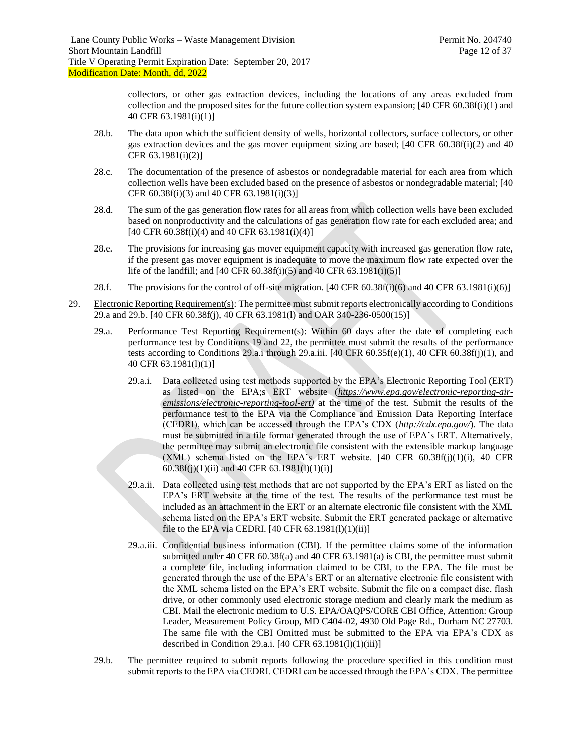collectors, or other gas extraction devices, including the locations of any areas excluded from collection and the proposed sites for the future collection system expansion; [40 CFR 60.38f(i)(1) and 40 CFR 63.1981(i)(1)]

28.b. The data upon which the sufficient density of wells, horizontal collectors, surface collectors, or other gas extraction devices and the gas mover equipment sizing are based; [40 CFR 60.38f(i)(2) and 40 CFR 63.1981(i)(2)]

28.c. The documentation of the presence of asbestos or nondegradable material for each area from which collection wells have been excluded based on the presence of asbestos or nondegradable material; [40 CFR 60.38f(i)(3) and 40 CFR 63.1981(i)(3)]

28.d. The sum of the gas generation flow rates for all areas from which collection wells have been excluded based on nonproductivity and the calculations of gas generation flow rate for each excluded area; and [40 CFR 60.38f(i)(4) and 40 CFR 63.1981(i)(4)]

28.e. The provisions for increasing gas mover equipment capacity with increased gas generation flow rate, if the present gas mover equipment is inadequate to move the maximum flow rate expected over the life of the landfill; and [40 CFR 60.38f(i)(5) and 40 CFR 63.1981(i)(5)]

28.f. The provisions for the control of off-site migration. [40 CFR 60.38f(i)(6) and 40 CFR 63.1981(i)(6)]

29. Electronic Reporting Requirement(s): The permittee must submit reports electronically according to Conditions 29.a and 29.b. [40 CFR 60.38f(j), 40 CFR 63.1981(l) and OAR 340-236-0500(15)]

29.a. Performance Test Reporting Requirement(s): Within 60 days after the date of completing each performance test by Conditions 19 and 22, the permittee must submit the results of the performance tests according to Conditions 29.a.i through 29.a.iii. [40 CFR 60.35f(e)(1), 40 CFR 60.38f(j)(1), and 40 CFR 63.1981(l)(1)]

29.a.i. Data collected using test methods supported by the EPA's Electronic Reporting Tool (ERT) as listed on the EPA;s ERT website (*https://www.epa.gov/electronic-reporting-air-emissions/electronic-reporting-tool-ert)* at the time of the test. Submit the results of the performance test to the EPA via the Compliance and Emission Data Reporting Interface (CEDRI), which can be accessed through the EPA's CDX (*http://cdx.epa.gov/*). The data must be submitted in a file format generated through the use of EPA's ERT. Alternatively, the permittee may submit an electronic file consistent with the extensible markup language (XML) schema listed on the EPA's ERT website. [40 CFR 60.38f(j)(1)(i), 40 CFR 60.38f(j)(1)(ii) and 40 CFR 63.1981(l)(1)(i)]

29.a.ii. Data collected using test methods that are not supported by the EPA's ERT as listed on the EPA's ERT website at the time of the test. The results of the performance test must be included as an attachment in the ERT or an alternate electronic file consistent with the XML schema listed on the EPA's ERT website. Submit the ERT generated package or alternative file to the EPA via CEDRI. [40 CFR 63.1981(l)(1)(ii)]

29.a.iii. Confidential business information (CBI). If the permittee claims some of the information submitted under 40 CFR 60.38f(a) and 40 CFR 63.1981(a) is CBI, the permittee must submit a complete file, including information claimed to be CBI, to the EPA. The file must be generated through the use of the EPA's ERT or an alternative electronic file consistent with the XML schema listed on the EPA's ERT website. Submit the file on a compact disc, flash drive, or other commonly used electronic storage medium and clearly mark the medium as CBI. Mail the electronic medium to U.S. EPA/OAQPS/CORE CBI Office, Attention: Group Leader, Measurement Policy Group, MD C404-02, 4930 Old Page Rd., Durham NC 27703. The same file with the CBI Omitted must be submitted to the EPA via EPA's CDX as described in Condition 29.a.i. [40 CFR 63.1981(l)(1)(iii)]

29.b. The permittee required to submit reports following the procedure specified in this condition must submit reports to the EPA via CEDRI. CEDRI can be accessed through the EPA's CDX. The permittee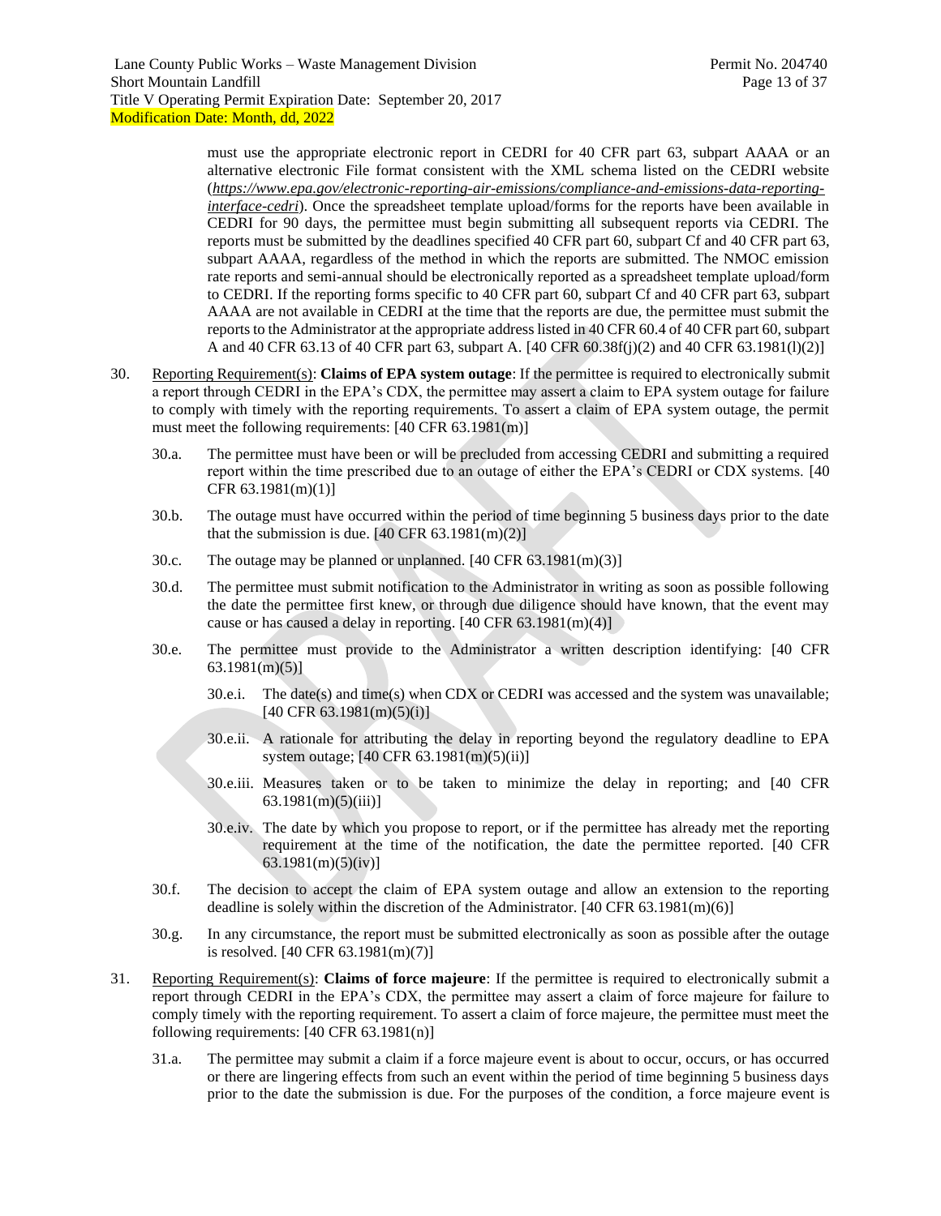must use the appropriate electronic report in CEDRI for 40 CFR part 63, subpart AAAA or an alternative electronic File format consistent with the XML schema listed on the CEDRI website (*https://www.epa.gov/electronic-reporting-air-emissions/compliance-and-emissions-data-reporting-interface-cedri*). Once the spreadsheet template upload/forms for the reports have been available in CEDRI for 90 days, the permittee must begin submitting all subsequent reports via CEDRI. The reports must be submitted by the deadlines specified 40 CFR part 60, subpart Cf and 40 CFR part 63, subpart AAAA, regardless of the method in which the reports are submitted. The NMOC emission rate reports and semi-annual should be electronically reported as a spreadsheet template upload/form to CEDRI. If the reporting forms specific to 40 CFR part 60, subpart Cf and 40 CFR part 63, subpart AAAA are not available in CEDRI at the time that the reports are due, the permittee must submit the reports to the Administrator at the appropriate address listed in 40 CFR 60.4 of 40 CFR part 60, subpart A and 40 CFR 63.13 of 40 CFR part 63, subpart A. [40 CFR 60.38f(j)(2) and 40 CFR 63.1981(l)(2)]

30. Reporting Requirement(s): **Claims of EPA system outage**: If the permittee is required to electronically submit a report through CEDRI in the EPA's CDX, the permittee may assert a claim to EPA system outage for failure to comply with timely with the reporting requirements. To assert a claim of EPA system outage, the permit must meet the following requirements: [40 CFR 63.1981(m)]

   30.a. The permittee must have been or will be precluded from accessing CEDRI and submitting a required report within the time prescribed due to an outage of either the EPA's CEDRI or CDX systems. [40 CFR 63.1981(m)(1)]

   30.b. The outage must have occurred within the period of time beginning 5 business days prior to the date that the submission is due. [40 CFR 63.1981(m)(2)]

   30.c. The outage may be planned or unplanned. [40 CFR 63.1981(m)(3)]

   30.d. The permittee must submit notification to the Administrator in writing as soon as possible following the date the permittee first knew, or through due diligence should have known, that the event may cause or has caused a delay in reporting. [40 CFR 63.1981(m)(4)]

   30.e. The permittee must provide to the Administrator a written description identifying: [40 CFR 63.1981(m)(5)]

      30.e.i. The date(s) and time(s) when CDX or CEDRI was accessed and the system was unavailable; [40 CFR 63.1981(m)(5)(i)]

      30.e.ii. A rationale for attributing the delay in reporting beyond the regulatory deadline to EPA system outage; [40 CFR 63.1981(m)(5)(ii)]

      30.e.iii. Measures taken or to be taken to minimize the delay in reporting; and [40 CFR 63.1981(m)(5)(iii)]

      30.e.iv. The date by which you propose to report, or if the permittee has already met the reporting requirement at the time of the notification, the date the permittee reported. [40 CFR 63.1981(m)(5)(iv)]

   30.f. The decision to accept the claim of EPA system outage and allow an extension to the reporting deadline is solely within the discretion of the Administrator. [40 CFR 63.1981(m)(6)]

   30.g. In any circumstance, the report must be submitted electronically as soon as possible after the outage is resolved. [40 CFR 63.1981(m)(7)]

31. Reporting Requirement(s): **Claims of force majeure**: If the permittee is required to electronically submit a report through CEDRI in the EPA's CDX, the permittee may assert a claim of force majeure for failure to comply timely with the reporting requirement. To assert a claim of force majeure, the permittee must meet the following requirements: [40 CFR 63.1981(n)]

   31.a. The permittee may submit a claim if a force majeure event is about to occur, occurs, or has occurred or there are lingering effects from such an event within the period of time beginning 5 business days prior to the date the submission is due. For the purposes of the condition, a force majeure event is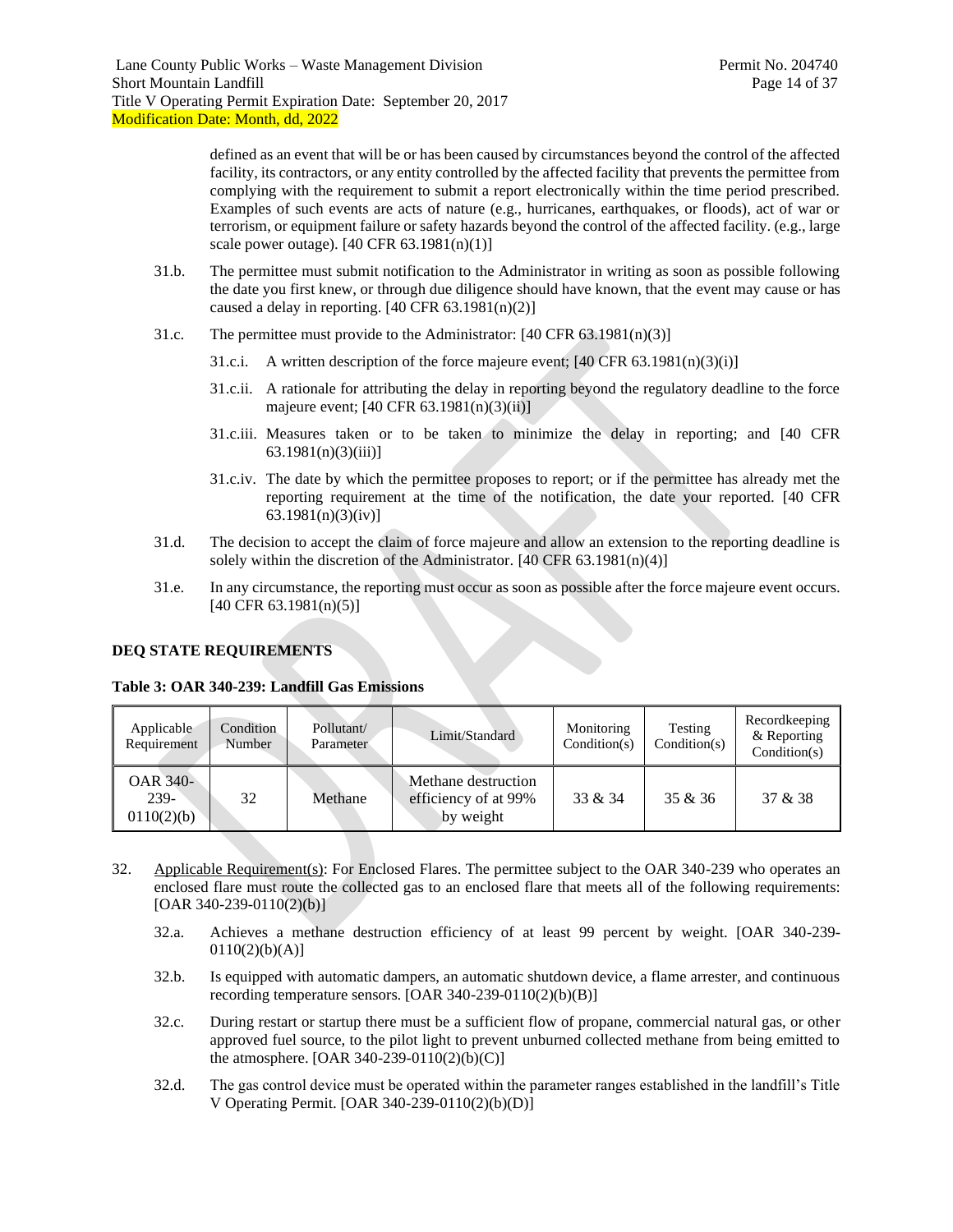defined as an event that will be or has been caused by circumstances beyond the control of the affected facility, its contractors, or any entity controlled by the affected facility that prevents the permittee from complying with the requirement to submit a report electronically within the time period prescribed. Examples of such events are acts of nature (e.g., hurricanes, earthquakes, or floods), act of war or terrorism, or equipment failure or safety hazards beyond the control of the affected facility. (e.g., large scale power outage). [40 CFR 63.1981(n)(1)]

31.b. The permittee must submit notification to the Administrator in writing as soon as possible following the date you first knew, or through due diligence should have known, that the event may cause or has caused a delay in reporting. [40 CFR 63.1981(n)(2)]

31.c. The permittee must provide to the Administrator: [40 CFR 63.1981(n)(3)]

31.c.i. A written description of the force majeure event; [40 CFR 63.1981(n)(3)(i)]

31.c.ii. A rationale for attributing the delay in reporting beyond the regulatory deadline to the force majeure event; [40 CFR 63.1981(n)(3)(ii)]

31.c.iii. Measures taken or to be taken to minimize the delay in reporting; and [40 CFR 63.1981(n)(3)(iii)]

31.c.iv. The date by which the permittee proposes to report; or if the permittee has already met the reporting requirement at the time of the notification, the date your reported. [40 CFR 63.1981(n)(3)(iv)]

31.d. The decision to accept the claim of force majeure and allow an extension to the reporting deadline is solely within the discretion of the Administrator. [40 CFR 63.1981(n)(4)]

31.e. In any circumstance, the reporting must occur as soon as possible after the force majeure event occurs. [40 CFR 63.1981(n)(5)]

**DEQ STATE REQUIREMENTS**

**Table 3: OAR 340-239: Landfill Gas Emissions**

| Applicable Requirement | Condition Number | Pollutant/ Parameter | Limit/Standard | Monitoring Condition(s) | Testing Condition(s) | Recordkeeping & Reporting Condition(s) |
|---|---|---|---|---|---|---|
| OAR 340-239-0110(2)(b) | 32 | Methane | Methane destruction efficiency of at 99% by weight | 33 & 34 | 35 & 36 | 37 & 38 |

32. Applicable Requirement(s): For Enclosed Flares. The permittee subject to the OAR 340-239 who operates an enclosed flare must route the collected gas to an enclosed flare that meets all of the following requirements: [OAR 340-239-0110(2)(b)]

32.a. Achieves a methane destruction efficiency of at least 99 percent by weight. [OAR 340-239-0110(2)(b)(A)]

32.b. Is equipped with automatic dampers, an automatic shutdown device, a flame arrester, and continuous recording temperature sensors. [OAR 340-239-0110(2)(b)(B)]

32.c. During restart or startup there must be a sufficient flow of propane, commercial natural gas, or other approved fuel source, to the pilot light to prevent unburned collected methane from being emitted to the atmosphere. [OAR 340-239-0110(2)(b)(C)]

32.d. The gas control device must be operated within the parameter ranges established in the landfill's Title V Operating Permit. [OAR 340-239-0110(2)(b)(D)]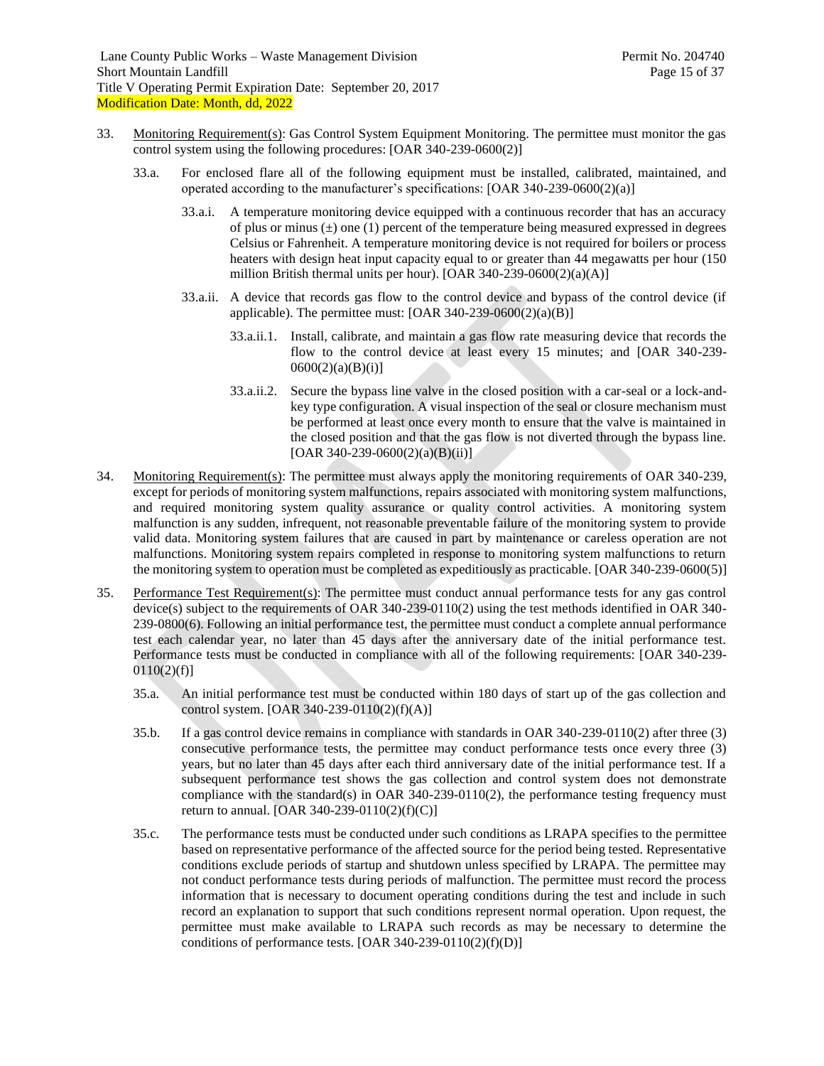33. Monitoring Requirement(s): Gas Control System Equipment Monitoring. The permittee must monitor the gas control system using the following procedures: [OAR 340-239-0600(2)]

    33.a. For enclosed flare all of the following equipment must be installed, calibrated, maintained, and operated according to the manufacturer's specifications: [OAR 340-239-0600(2)(a)]

        33.a.i. A temperature monitoring device equipped with a continuous recorder that has an accuracy of plus or minus (±) one (1) percent of the temperature being measured expressed in degrees Celsius or Fahrenheit. A temperature monitoring device is not required for boilers or process heaters with design heat input capacity equal to or greater than 44 megawatts per hour (150 million British thermal units per hour). [OAR 340-239-0600(2)(a)(A)]

        33.a.ii. A device that records gas flow to the control device and bypass of the control device (if applicable). The permittee must: [OAR 340-239-0600(2)(a)(B)]

            33.a.ii.1. Install, calibrate, and maintain a gas flow rate measuring device that records the flow to the control device at least every 15 minutes; and [OAR 340-239-0600(2)(a)(B)(i)]

            33.a.ii.2. Secure the bypass line valve in the closed position with a car-seal or a lock-and-key type configuration. A visual inspection of the seal or closure mechanism must be performed at least once every month to ensure that the valve is maintained in the closed position and that the gas flow is not diverted through the bypass line. [OAR 340-239-0600(2)(a)(B)(ii)]

34. Monitoring Requirement(s): The permittee must always apply the monitoring requirements of OAR 340-239, except for periods of monitoring system malfunctions, repairs associated with monitoring system malfunctions, and required monitoring system quality assurance or quality control activities. A monitoring system malfunction is any sudden, infrequent, not reasonable preventable failure of the monitoring system to provide valid data. Monitoring system failures that are caused in part by maintenance or careless operation are not malfunctions. Monitoring system repairs completed in response to monitoring system malfunctions to return the monitoring system to operation must be completed as expeditiously as practicable. [OAR 340-239-0600(5)]

35. Performance Test Requirement(s): The permittee must conduct annual performance tests for any gas control device(s) subject to the requirements of OAR 340-239-0110(2) using the test methods identified in OAR 340-239-0800(6). Following an initial performance test, the permittee must conduct a complete annual performance test each calendar year, no later than 45 days after the anniversary date of the initial performance test. Performance tests must be conducted in compliance with all of the following requirements: [OAR 340-239-0110(2)(f)]

    35.a. An initial performance test must be conducted within 180 days of start up of the gas collection and control system. [OAR 340-239-0110(2)(f)(A)]

    35.b. If a gas control device remains in compliance with standards in OAR 340-239-0110(2) after three (3) consecutive performance tests, the permittee may conduct performance tests once every three (3) years, but no later than 45 days after each third anniversary date of the initial performance test. If a subsequent performance test shows the gas collection and control system does not demonstrate compliance with the standard(s) in OAR 340-239-0110(2), the performance testing frequency must return to annual. [OAR 340-239-0110(2)(f)(C)]

    35.c. The performance tests must be conducted under such conditions as LRAPA specifies to the permittee based on representative performance of the affected source for the period being tested. Representative conditions exclude periods of startup and shutdown unless specified by LRAPA. The permittee may not conduct performance tests during periods of malfunction. The permittee must record the process information that is necessary to document operating conditions during the test and include in such record an explanation to support that such conditions represent normal operation. Upon request, the permittee must make available to LRAPA such records as may be necessary to determine the conditions of performance tests. [OAR 340-239-0110(2)(f)(D)]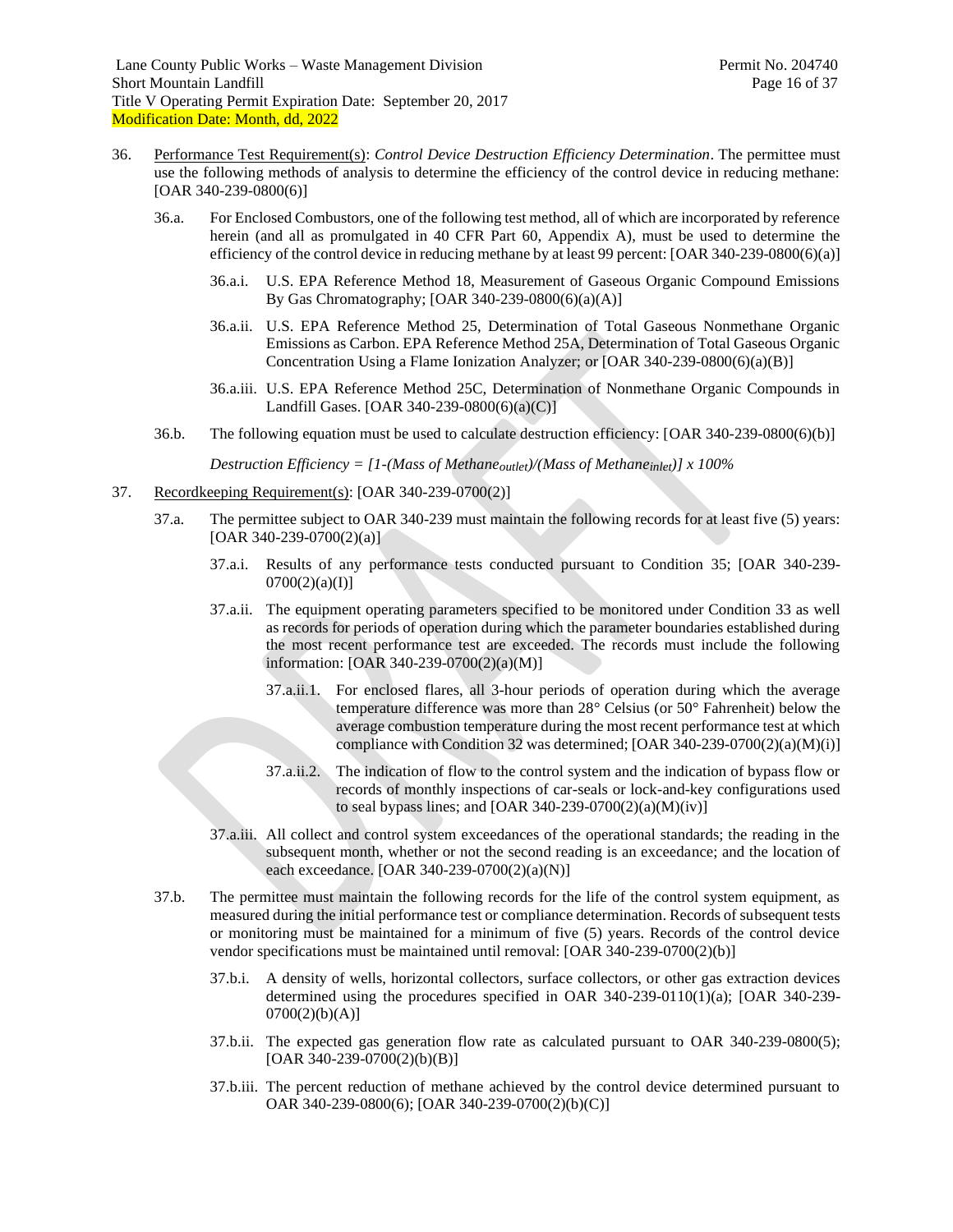36. Performance Test Requirement(s): *Control Device Destruction Efficiency Determination*. The permittee must use the following methods of analysis to determine the efficiency of the control device in reducing methane: [OAR 340-239-0800(6)]

    36.a. For Enclosed Combustors, one of the following test method, all of which are incorporated by reference herein (and all as promulgated in 40 CFR Part 60, Appendix A), must be used to determine the efficiency of the control device in reducing methane by at least 99 percent: [OAR 340-239-0800(6)(a)]

        36.a.i. U.S. EPA Reference Method 18, Measurement of Gaseous Organic Compound Emissions By Gas Chromatography; [OAR 340-239-0800(6)(a)(A)]

        36.a.ii. U.S. EPA Reference Method 25, Determination of Total Gaseous Nonmethane Organic Emissions as Carbon. EPA Reference Method 25A, Determination of Total Gaseous Organic Concentration Using a Flame Ionization Analyzer; or [OAR 340-239-0800(6)(a)(B)]

        36.a.iii. U.S. EPA Reference Method 25C, Determination of Nonmethane Organic Compounds in Landfill Gases. [OAR 340-239-0800(6)(a)(C)]

    36.b. The following equation must be used to calculate destruction efficiency: [OAR 340-239-0800(6)(b)]

    $$Destruction\ Efficiency = [1-(Mass\ of\ Methane_{outlet})/(Mass\ of\ Methane_{inlet})] \times 100\%$$

37. Recordkeeping Requirement(s): [OAR 340-239-0700(2)]

    37.a. The permittee subject to OAR 340-239 must maintain the following records for at least five (5) years: [OAR 340-239-0700(2)(a)]

        37.a.i. Results of any performance tests conducted pursuant to Condition 35; [OAR 340-239-0700(2)(a)(I)]

        37.a.ii. The equipment operating parameters specified to be monitored under Condition 33 as well as records for periods of operation during which the parameter boundaries established during the most recent performance test are exceeded. The records must include the following information: [OAR 340-239-0700(2)(a)(M)]

            37.a.ii.1. For enclosed flares, all 3-hour periods of operation during which the average temperature difference was more than 28° Celsius (or 50° Fahrenheit) below the average combustion temperature during the most recent performance test at which compliance with Condition 32 was determined; [OAR 340-239-0700(2)(a)(M)(i)]

            37.a.ii.2. The indication of flow to the control system and the indication of bypass flow or records of monthly inspections of car-seals or lock-and-key configurations used to seal bypass lines; and [OAR 340-239-0700(2)(a)(M)(iv)]

        37.a.iii. All collect and control system exceedances of the operational standards; the reading in the subsequent month, whether or not the second reading is an exceedance; and the location of each exceedance. [OAR 340-239-0700(2)(a)(N)]

    37.b. The permittee must maintain the following records for the life of the control system equipment, as measured during the initial performance test or compliance determination. Records of subsequent tests or monitoring must be maintained for a minimum of five (5) years. Records of the control device vendor specifications must be maintained until removal: [OAR 340-239-0700(2)(b)]

        37.b.i. A density of wells, horizontal collectors, surface collectors, or other gas extraction devices determined using the procedures specified in OAR 340-239-0110(1)(a); [OAR 340-239-0700(2)(b)(A)]

        37.b.ii. The expected gas generation flow rate as calculated pursuant to OAR 340-239-0800(5); [OAR 340-239-0700(2)(b)(B)]

        37.b.iii. The percent reduction of methane achieved by the control device determined pursuant to OAR 340-239-0800(6); [OAR 340-239-0700(2)(b)(C)]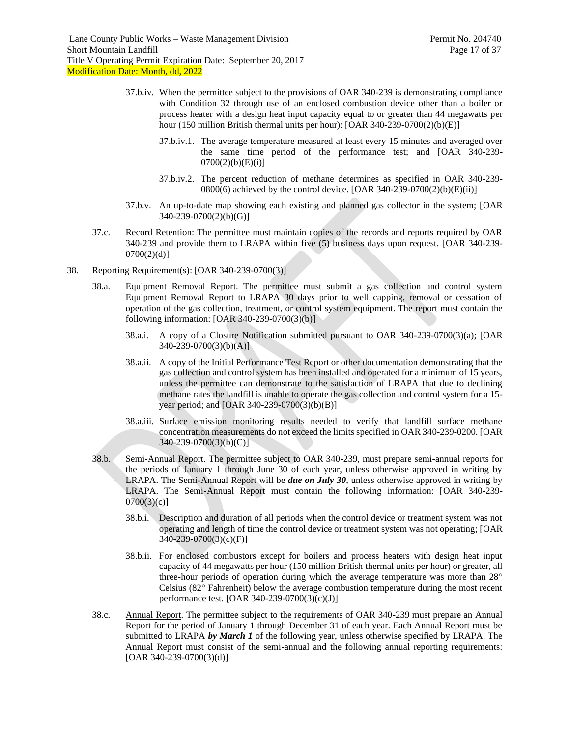37.b.iv. When the permittee subject to the provisions of OAR 340-239 is demonstrating compliance with Condition 32 through use of an enclosed combustion device other than a boiler or process heater with a design heat input capacity equal to or greater than 44 megawatts per hour (150 million British thermal units per hour): [OAR 340-239-0700(2)(b)(E)]

37.b.iv.1. The average temperature measured at least every 15 minutes and averaged over the same time period of the performance test; and [OAR 340-239-0700(2)(b)(E)(i)]

37.b.iv.2. The percent reduction of methane determines as specified in OAR 340-239-0800(6) achieved by the control device. [OAR 340-239-0700(2)(b)(E)(ii)]

37.b.v. An up-to-date map showing each existing and planned gas collector in the system; [OAR 340-239-0700(2)(b)(G)]

37.c. Record Retention: The permittee must maintain copies of the records and reports required by OAR 340-239 and provide them to LRAPA within five (5) business days upon request. [OAR 340-239-0700(2)(d)]

38. Reporting Requirement(s): [OAR 340-239-0700(3)]

38.a. Equipment Removal Report. The permittee must submit a gas collection and control system Equipment Removal Report to LRAPA 30 days prior to well capping, removal or cessation of operation of the gas collection, treatment, or control system equipment. The report must contain the following information: [OAR 340-239-0700(3)(b)]

38.a.i. A copy of a Closure Notification submitted pursuant to OAR 340-239-0700(3)(a); [OAR 340-239-0700(3)(b)(A)]

38.a.ii. A copy of the Initial Performance Test Report or other documentation demonstrating that the gas collection and control system has been installed and operated for a minimum of 15 years, unless the permittee can demonstrate to the satisfaction of LRAPA that due to declining methane rates the landfill is unable to operate the gas collection and control system for a 15-year period; and [OAR 340-239-0700(3)(b)(B)]

38.a.iii. Surface emission monitoring results needed to verify that landfill surface methane concentration measurements do not exceed the limits specified in OAR 340-239-0200. [OAR 340-239-0700(3)(b)(C)]

38.b. Semi-Annual Report. The permittee subject to OAR 340-239, must prepare semi-annual reports for the periods of January 1 through June 30 of each year, unless otherwise approved in writing by LRAPA. The Semi-Annual Report will be ***due on July 30***, unless otherwise approved in writing by LRAPA. The Semi-Annual Report must contain the following information: [OAR 340-239-0700(3)(c)]

38.b.i. Description and duration of all periods when the control device or treatment system was not operating and length of time the control device or treatment system was not operating; [OAR 340-239-0700(3)(c)(F)]

38.b.ii. For enclosed combustors except for boilers and process heaters with design heat input capacity of 44 megawatts per hour (150 million British thermal units per hour) or greater, all three-hour periods of operation during which the average temperature was more than 28° Celsius (82° Fahrenheit) below the average combustion temperature during the most recent performance test. [OAR 340-239-0700(3)(c)(J)]

38.c. Annual Report. The permittee subject to the requirements of OAR 340-239 must prepare an Annual Report for the period of January 1 through December 31 of each year. Each Annual Report must be submitted to LRAPA ***by March 1*** of the following year, unless otherwise specified by LRAPA. The Annual Report must consist of the semi-annual and the following annual reporting requirements: [OAR 340-239-0700(3)(d)]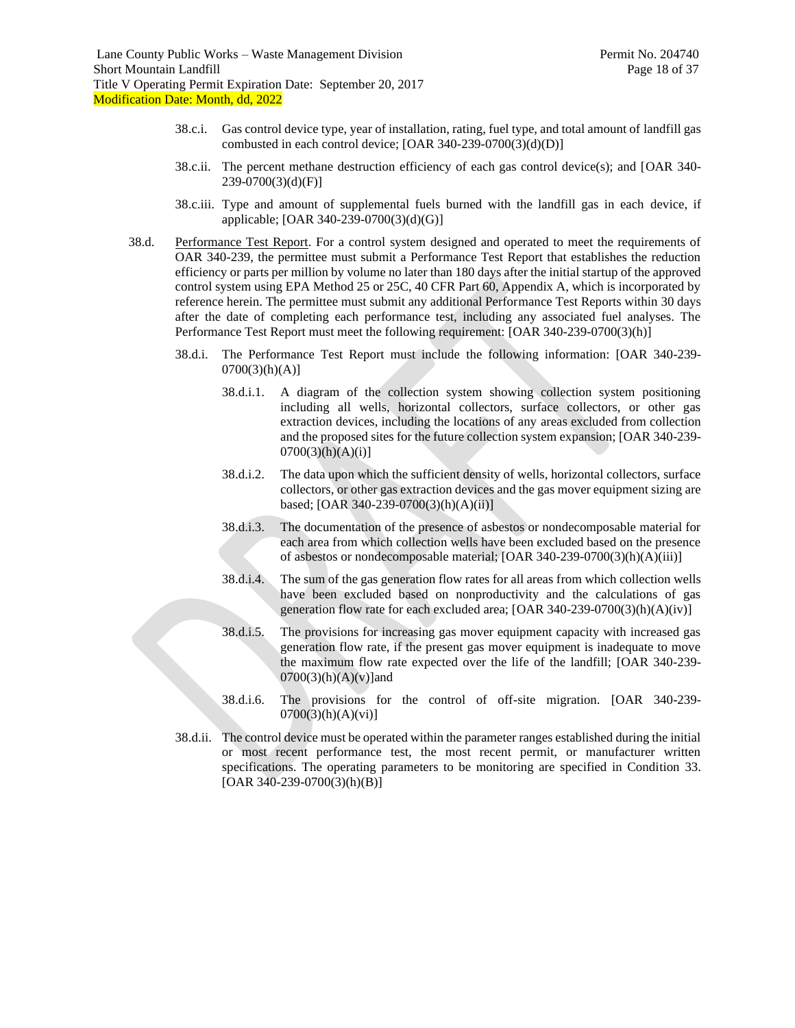38.c.i. Gas control device type, year of installation, rating, fuel type, and total amount of landfill gas combusted in each control device; [OAR 340-239-0700(3)(d)(D)]

38.c.ii. The percent methane destruction efficiency of each gas control device(s); and [OAR 340-239-0700(3)(d)(F)]

38.c.iii. Type and amount of supplemental fuels burned with the landfill gas in each device, if applicable; [OAR 340-239-0700(3)(d)(G)]

38.d. Performance Test Report. For a control system designed and operated to meet the requirements of OAR 340-239, the permittee must submit a Performance Test Report that establishes the reduction efficiency or parts per million by volume no later than 180 days after the initial startup of the approved control system using EPA Method 25 or 25C, 40 CFR Part 60, Appendix A, which is incorporated by reference herein. The permittee must submit any additional Performance Test Reports within 30 days after the date of completing each performance test, including any associated fuel analyses. The Performance Test Report must meet the following requirement: [OAR 340-239-0700(3)(h)]

38.d.i. The Performance Test Report must include the following information: [OAR 340-239-0700(3)(h)(A)]

38.d.i.1. A diagram of the collection system showing collection system positioning including all wells, horizontal collectors, surface collectors, or other gas extraction devices, including the locations of any areas excluded from collection and the proposed sites for the future collection system expansion; [OAR 340-239-0700(3)(h)(A)(i)]

38.d.i.2. The data upon which the sufficient density of wells, horizontal collectors, surface collectors, or other gas extraction devices and the gas mover equipment sizing are based; [OAR 340-239-0700(3)(h)(A)(ii)]

38.d.i.3. The documentation of the presence of asbestos or nondecomposable material for each area from which collection wells have been excluded based on the presence of asbestos or nondecomposable material; [OAR 340-239-0700(3)(h)(A)(iii)]

38.d.i.4. The sum of the gas generation flow rates for all areas from which collection wells have been excluded based on nonproductivity and the calculations of gas generation flow rate for each excluded area; [OAR 340-239-0700(3)(h)(A)(iv)]

38.d.i.5. The provisions for increasing gas mover equipment capacity with increased gas generation flow rate, if the present gas mover equipment is inadequate to move the maximum flow rate expected over the life of the landfill; [OAR 340-239-0700(3)(h)(A)(v)]and

38.d.i.6. The provisions for the control of off-site migration. [OAR 340-239-0700(3)(h)(A)(vi)]

38.d.ii. The control device must be operated within the parameter ranges established during the initial or most recent performance test, the most recent permit, or manufacturer written specifications. The operating parameters to be monitoring are specified in Condition 33. [OAR 340-239-0700(3)(h)(B)]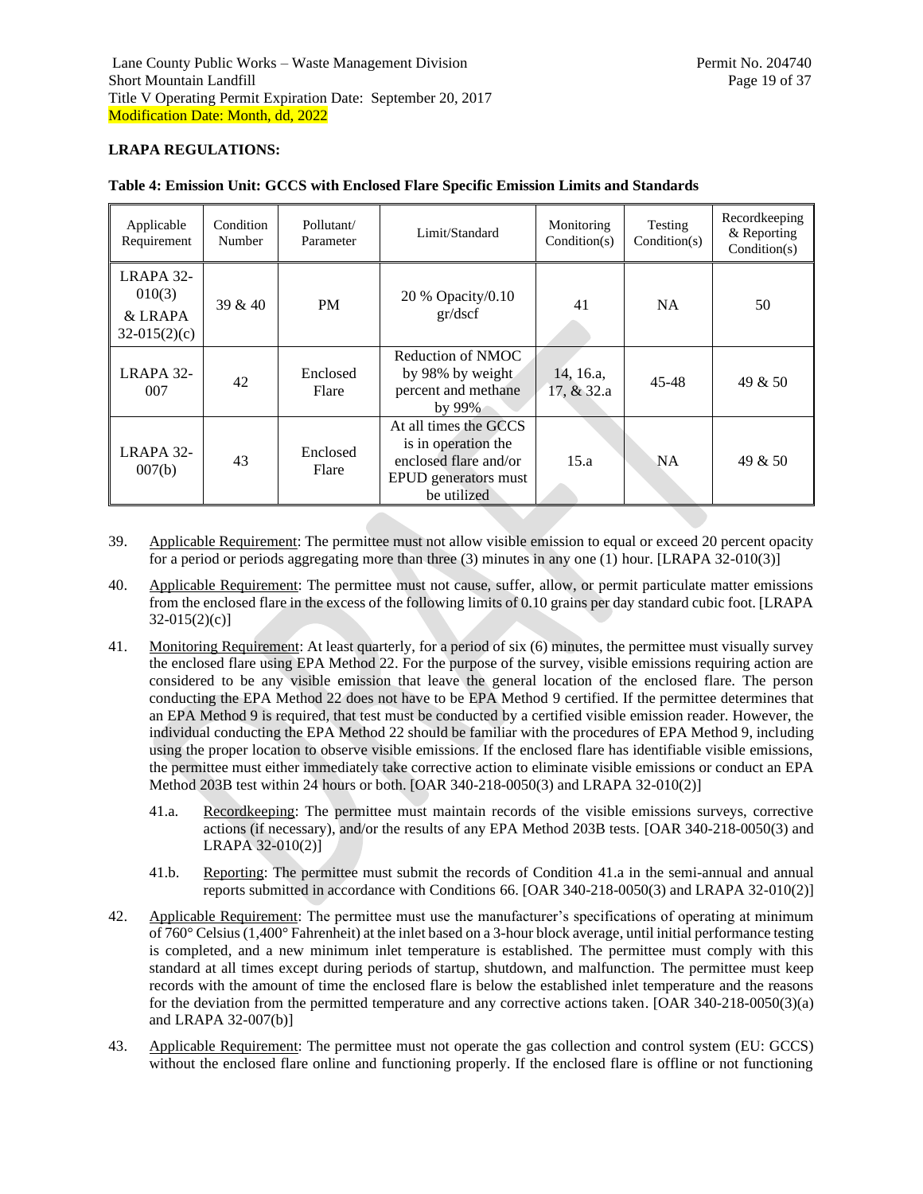**LRAPA REGULATIONS:**

**Table 4: Emission Unit: GCCS with Enclosed Flare Specific Emission Limits and Standards**

| Applicable Requirement | Condition Number | Pollutant/ Parameter | Limit/Standard | Monitoring Condition(s) | Testing Condition(s) | Recordkeeping & Reporting Condition(s) |
|---|---|---|---|---|---|---|
| LRAPA 32-010(3) & LRAPA 32-015(2)(c) | 39 & 40 | PM | 20 % Opacity/0.10 gr/dscf | 41 | NA | 50 |
| LRAPA 32-007 | 42 | Enclosed Flare | Reduction of NMOC by 98% by weight percent and methane by 99% | 14, 16.a, 17, & 32.a | 45-48 | 49 & 50 |
| LRAPA 32-007(b) | 43 | Enclosed Flare | At all times the GCCS is in operation the enclosed flare and/or EPUD generators must be utilized | 15.a | NA | 49 & 50 |

39. Applicable Requirement: The permittee must not allow visible emission to equal or exceed 20 percent opacity for a period or periods aggregating more than three (3) minutes in any one (1) hour. [LRAPA 32-010(3)]

40. Applicable Requirement: The permittee must not cause, suffer, allow, or permit particulate matter emissions from the enclosed flare in the excess of the following limits of 0.10 grains per day standard cubic foot. [LRAPA 32-015(2)(c)]

41. Monitoring Requirement: At least quarterly, for a period of six (6) minutes, the permittee must visually survey the enclosed flare using EPA Method 22. For the purpose of the survey, visible emissions requiring action are considered to be any visible emission that leave the general location of the enclosed flare. The person conducting the EPA Method 22 does not have to be EPA Method 9 certified. If the permittee determines that an EPA Method 9 is required, that test must be conducted by a certified visible emission reader. However, the individual conducting the EPA Method 22 should be familiar with the procedures of EPA Method 9, including using the proper location to observe visible emissions. If the enclosed flare has identifiable visible emissions, the permittee must either immediately take corrective action to eliminate visible emissions or conduct an EPA Method 203B test within 24 hours or both. [OAR 340-218-0050(3) and LRAPA 32-010(2)]

    41.a. Recordkeeping: The permittee must maintain records of the visible emissions surveys, corrective actions (if necessary), and/or the results of any EPA Method 203B tests. [OAR 340-218-0050(3) and LRAPA 32-010(2)]

    41.b. Reporting: The permittee must submit the records of Condition 41.a in the semi-annual and annual reports submitted in accordance with Conditions 66. [OAR 340-218-0050(3) and LRAPA 32-010(2)]

42. Applicable Requirement: The permittee must use the manufacturer's specifications of operating at minimum of 760° Celsius (1,400° Fahrenheit) at the inlet based on a 3-hour block average, until initial performance testing is completed, and a new minimum inlet temperature is established. The permittee must comply with this standard at all times except during periods of startup, shutdown, and malfunction. The permittee must keep records with the amount of time the enclosed flare is below the established inlet temperature and the reasons for the deviation from the permitted temperature and any corrective actions taken. [OAR 340-218-0050(3)(a) and LRAPA 32-007(b)]

43. Applicable Requirement: The permittee must not operate the gas collection and control system (EU: GCCS) without the enclosed flare online and functioning properly. If the enclosed flare is offline or not functioning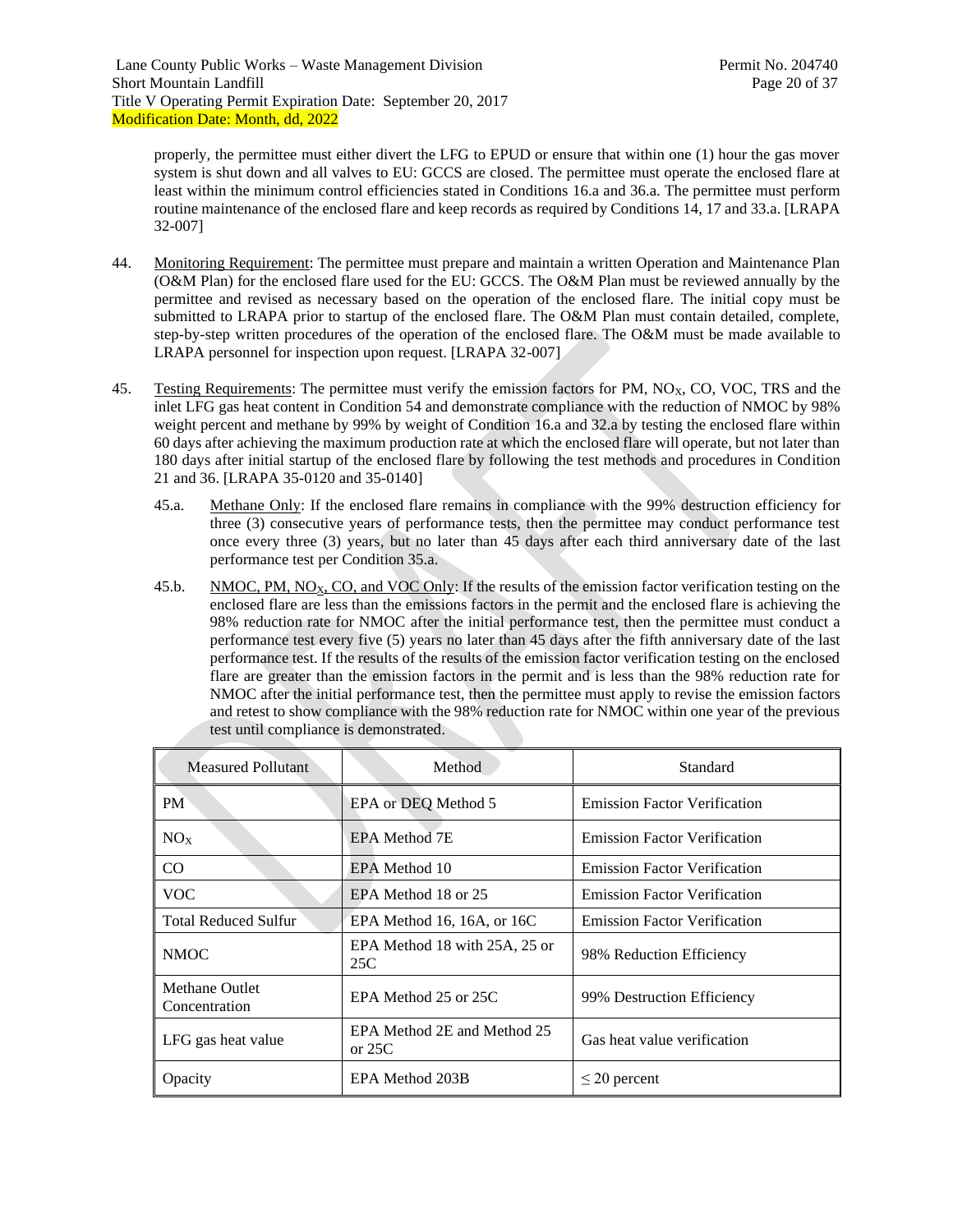properly, the permittee must either divert the LFG to EPUD or ensure that within one (1) hour the gas mover system is shut down and all valves to EU: GCCS are closed. The permittee must operate the enclosed flare at least within the minimum control efficiencies stated in Conditions 16.a and 36.a. The permittee must perform routine maintenance of the enclosed flare and keep records as required by Conditions 14, 17 and 33.a. [LRAPA 32-007]

44. Monitoring Requirement: The permittee must prepare and maintain a written Operation and Maintenance Plan (O&M Plan) for the enclosed flare used for the EU: GCCS. The O&M Plan must be reviewed annually by the permittee and revised as necessary based on the operation of the enclosed flare. The initial copy must be submitted to LRAPA prior to startup of the enclosed flare. The O&M Plan must contain detailed, complete, step-by-step written procedures of the operation of the enclosed flare. The O&M must be made available to LRAPA personnel for inspection upon request. [LRAPA 32-007]

45. Testing Requirements: The permittee must verify the emission factors for PM, $NO_X$, CO, VOC, TRS and the inlet LFG gas heat content in Condition 54 and demonstrate compliance with the reduction of NMOC by 98% weight percent and methane by 99% by weight of Condition 16.a and 32.a by testing the enclosed flare within 60 days after achieving the maximum production rate at which the enclosed flare will operate, but not later than 180 days after initial startup of the enclosed flare by following the test methods and procedures in Condition 21 and 36. [LRAPA 35-0120 and 35-0140]

   45.a. Methane Only: If the enclosed flare remains in compliance with the 99% destruction efficiency for three (3) consecutive years of performance tests, then the permittee may conduct performance test once every three (3) years, but no later than 45 days after each third anniversary date of the last performance test per Condition 35.a.

   45.b. NMOC, PM, $NO_X$, CO, and VOC Only: If the results of the emission factor verification testing on the enclosed flare are less than the emissions factors in the permit and the enclosed flare is achieving the 98% reduction rate for NMOC after the initial performance test, then the permittee must conduct a performance test every five (5) years no later than 45 days after the fifth anniversary date of the last performance test. If the results of the results of the emission factor verification testing on the enclosed flare are greater than the emission factors in the permit and is less than the 98% reduction rate for NMOC after the initial performance test, then the permittee must apply to revise the emission factors and retest to show compliance with the 98% reduction rate for NMOC within one year of the previous test until compliance is demonstrated.

| Measured Pollutant | Method | Standard |
|---|---|---|
| PM | EPA or DEQ Method 5 | Emission Factor Verification |
| $NO_X$ | EPA Method 7E | Emission Factor Verification |
| CO | EPA Method 10 | Emission Factor Verification |
| VOC | EPA Method 18 or 25 | Emission Factor Verification |
| Total Reduced Sulfur | EPA Method 16, 16A, or 16C | Emission Factor Verification |
| NMOC | EPA Method 18 with 25A, 25 or 25C | 98% Reduction Efficiency |
| Methane Outlet Concentration | EPA Method 25 or 25C | 99% Destruction Efficiency |
| LFG gas heat value | EPA Method 2E and Method 25 or 25C | Gas heat value verification |
| Opacity | EPA Method 203B | ≤ 20 percent |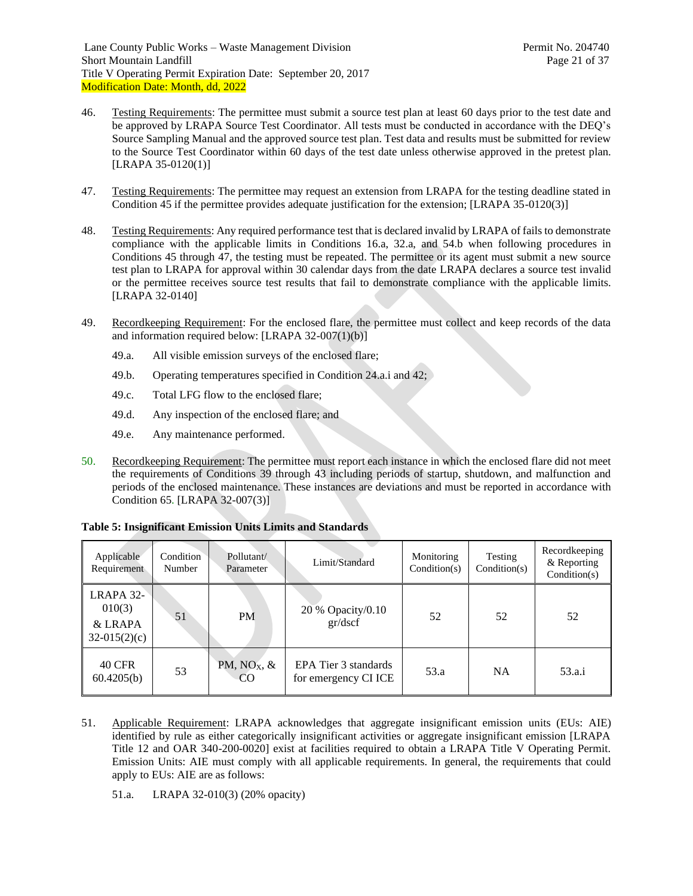46. Testing Requirements: The permittee must submit a source test plan at least 60 days prior to the test date and be approved by LRAPA Source Test Coordinator. All tests must be conducted in accordance with the DEQ's Source Sampling Manual and the approved source test plan. Test data and results must be submitted for review to the Source Test Coordinator within 60 days of the test date unless otherwise approved in the pretest plan. [LRAPA 35-0120(1)]

47. Testing Requirements: The permittee may request an extension from LRAPA for the testing deadline stated in Condition 45 if the permittee provides adequate justification for the extension; [LRAPA 35-0120(3)]

48. Testing Requirements: Any required performance test that is declared invalid by LRAPA of fails to demonstrate compliance with the applicable limits in Conditions 16.a, 32.a, and 54.b when following procedures in Conditions 45 through 47, the testing must be repeated. The permittee or its agent must submit a new source test plan to LRAPA for approval within 30 calendar days from the date LRAPA declares a source test invalid or the permittee receives source test results that fail to demonstrate compliance with the applicable limits. [LRAPA 32-0140]

49. Recordkeeping Requirement: For the enclosed flare, the permittee must collect and keep records of the data and information required below: [LRAPA 32-007(1)(b)]

    49.a. All visible emission surveys of the enclosed flare;

    49.b. Operating temperatures specified in Condition 24.a.i and 42;

    49.c. Total LFG flow to the enclosed flare;

    49.d. Any inspection of the enclosed flare; and

    49.e. Any maintenance performed.

50. Recordkeeping Requirement: The permittee must report each instance in which the enclosed flare did not meet the requirements of Conditions 39 through 43 including periods of startup, shutdown, and malfunction and periods of the enclosed maintenance. These instances are deviations and must be reported in accordance with Condition 65. [LRAPA 32-007(3)]

**Table 5: Insignificant Emission Units Limits and Standards**

| Applicable Requirement | Condition Number | Pollutant/ Parameter | Limit/Standard | Monitoring Condition(s) | Testing Condition(s) | Recordkeeping & Reporting Condition(s) |
|---|---|---|---|---|---|---|
| LRAPA 32-010(3) & LRAPA 32-015(2)(c) | 51 | PM | 20 % Opacity/0.10 gr/dscf | 52 | 52 | 52 |
| 40 CFR 60.4205(b) | 53 | PM, $NO_X$, & CO | EPA Tier 3 standards for emergency CI ICE | 53.a | NA | 53.a.i |

51. Applicable Requirement: LRAPA acknowledges that aggregate insignificant emission units (EUs: AIE) identified by rule as either categorically insignificant activities or aggregate insignificant emission [LRAPA Title 12 and OAR 340-200-0020] exist at facilities required to obtain a LRAPA Title V Operating Permit. Emission Units: AIE must comply with all applicable requirements. In general, the requirements that could apply to EUs: AIE are as follows:

    51.a. LRAPA 32-010(3) (20% opacity)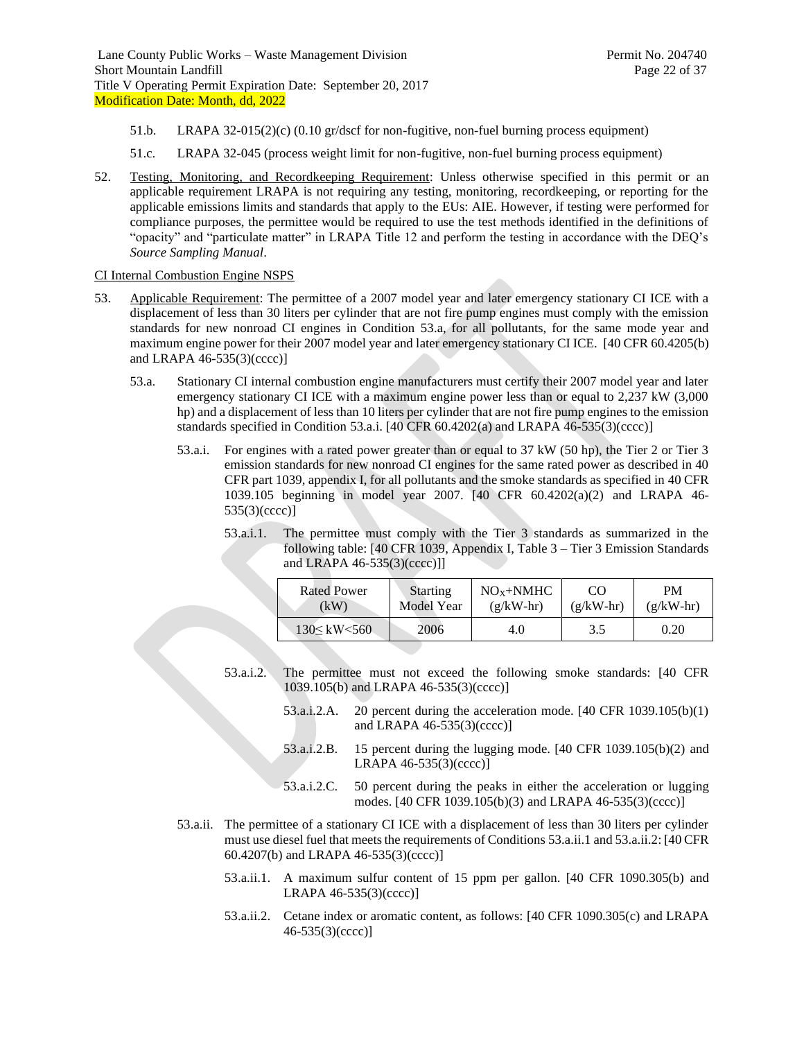51.b. LRAPA 32-015(2)(c) (0.10 gr/dscf for non-fugitive, non-fuel burning process equipment)

51.c. LRAPA 32-045 (process weight limit for non-fugitive, non-fuel burning process equipment)

52. Testing, Monitoring, and Recordkeeping Requirement: Unless otherwise specified in this permit or an applicable requirement LRAPA is not requiring any testing, monitoring, recordkeeping, or reporting for the applicable emissions limits and standards that apply to the EUs: AIE. However, if testing were performed for compliance purposes, the permittee would be required to use the test methods identified in the definitions of "opacity" and "particulate matter" in LRAPA Title 12 and perform the testing in accordance with the DEQ's *Source Sampling Manual*.

CI Internal Combustion Engine NSPS

53. Applicable Requirement: The permittee of a 2007 model year and later emergency stationary CI ICE with a displacement of less than 30 liters per cylinder that are not fire pump engines must comply with the emission standards for new nonroad CI engines in Condition 53.a, for all pollutants, for the same mode year and maximum engine power for their 2007 model year and later emergency stationary CI ICE. [40 CFR 60.4205(b) and LRAPA 46-535(3)(cccc)]

53.a. Stationary CI internal combustion engine manufacturers must certify their 2007 model year and later emergency stationary CI ICE with a maximum engine power less than or equal to 2,237 kW (3,000 hp) and a displacement of less than 10 liters per cylinder that are not fire pump engines to the emission standards specified in Condition 53.a.i. [40 CFR 60.4202(a) and LRAPA 46-535(3)(cccc)]

53.a.i. For engines with a rated power greater than or equal to 37 kW (50 hp), the Tier 2 or Tier 3 emission standards for new nonroad CI engines for the same rated power as described in 40 CFR part 1039, appendix I, for all pollutants and the smoke standards as specified in 40 CFR 1039.105 beginning in model year 2007. [40 CFR 60.4202(a)(2) and LRAPA 46-535(3)(cccc)]

53.a.i.1. The permittee must comply with the Tier 3 standards as summarized in the following table: [40 CFR 1039, Appendix I, Table 3 – Tier 3 Emission Standards and LRAPA 46-535(3)(cccc)]]

| Rated Power (kW) | Starting Model Year | $NO_X$+NMHC (g/kW-hr) | CO (g/kW-hr) | PM (g/kW-hr) |
|---|---|---|---|---|
| 130≤ kW<560 | 2006 | 4.0 | 3.5 | 0.20 |

53.a.i.2. The permittee must not exceed the following smoke standards: [40 CFR 1039.105(b) and LRAPA 46-535(3)(cccc)]

53.a.i.2.A. 20 percent during the acceleration mode. [40 CFR 1039.105(b)(1) and LRAPA 46-535(3)(cccc)]

53.a.i.2.B. 15 percent during the lugging mode. [40 CFR 1039.105(b)(2) and LRAPA 46-535(3)(cccc)]

53.a.i.2.C. 50 percent during the peaks in either the acceleration or lugging modes. [40 CFR 1039.105(b)(3) and LRAPA 46-535(3)(cccc)]

53.a.ii. The permittee of a stationary CI ICE with a displacement of less than 30 liters per cylinder must use diesel fuel that meets the requirements of Conditions 53.a.ii.1 and 53.a.ii.2: [40 CFR 60.4207(b) and LRAPA 46-535(3)(cccc)]

53.a.ii.1. A maximum sulfur content of 15 ppm per gallon. [40 CFR 1090.305(b) and LRAPA 46-535(3)(cccc)]

53.a.ii.2. Cetane index or aromatic content, as follows: [40 CFR 1090.305(c) and LRAPA 46-535(3)(cccc)]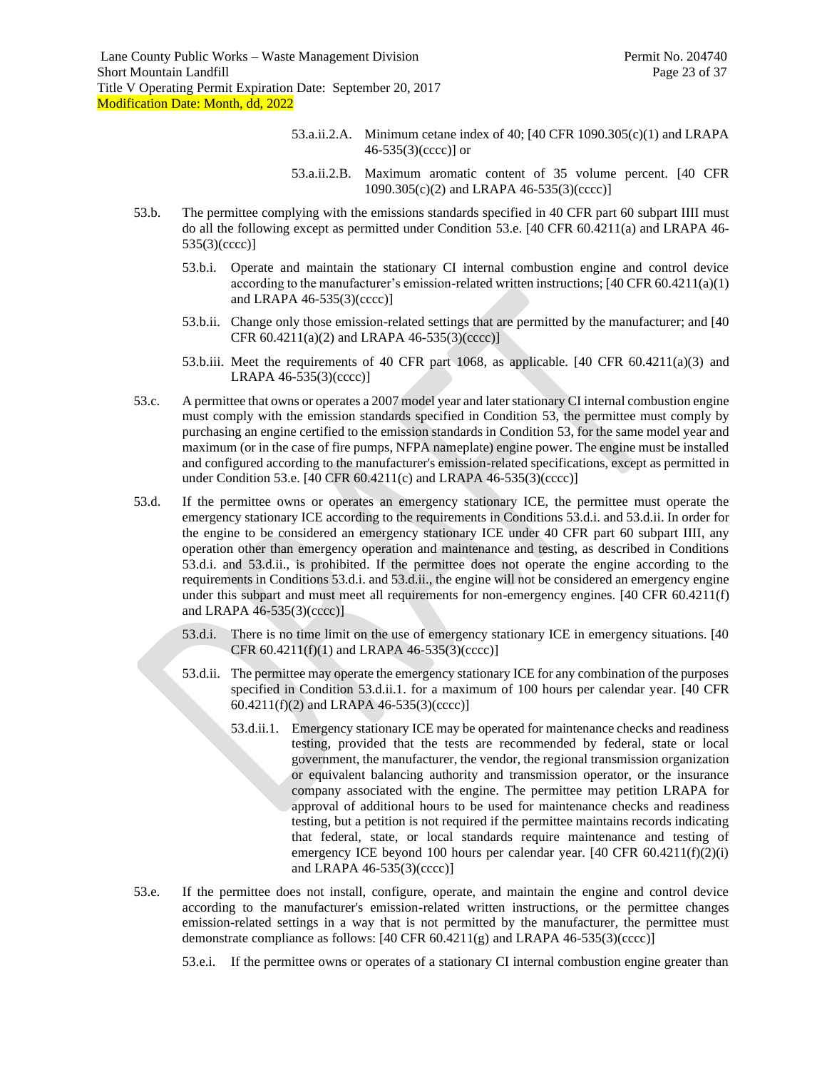53.a.ii.2.A. Minimum cetane index of 40; [40 CFR 1090.305(c)(1) and LRAPA 46-535(3)(cccc)] or

53.a.ii.2.B. Maximum aromatic content of 35 volume percent. [40 CFR 1090.305(c)(2) and LRAPA 46-535(3)(cccc)]

53.b. The permittee complying with the emissions standards specified in 40 CFR part 60 subpart IIII must do all the following except as permitted under Condition 53.e. [40 CFR 60.4211(a) and LRAPA 46-535(3)(cccc)]

53.b.i. Operate and maintain the stationary CI internal combustion engine and control device according to the manufacturer's emission-related written instructions; [40 CFR 60.4211(a)(1) and LRAPA 46-535(3)(cccc)]

53.b.ii. Change only those emission-related settings that are permitted by the manufacturer; and [40 CFR 60.4211(a)(2) and LRAPA 46-535(3)(cccc)]

53.b.iii. Meet the requirements of 40 CFR part 1068, as applicable. [40 CFR 60.4211(a)(3) and LRAPA 46-535(3)(cccc)]

53.c. A permittee that owns or operates a 2007 model year and later stationary CI internal combustion engine must comply with the emission standards specified in Condition 53, the permittee must comply by purchasing an engine certified to the emission standards in Condition 53, for the same model year and maximum (or in the case of fire pumps, NFPA nameplate) engine power. The engine must be installed and configured according to the manufacturer's emission-related specifications, except as permitted in under Condition 53.e. [40 CFR 60.4211(c) and LRAPA 46-535(3)(cccc)]

53.d. If the permittee owns or operates an emergency stationary ICE, the permittee must operate the emergency stationary ICE according to the requirements in Conditions 53.d.i. and 53.d.ii. In order for the engine to be considered an emergency stationary ICE under 40 CFR part 60 subpart IIII, any operation other than emergency operation and maintenance and testing, as described in Conditions 53.d.i. and 53.d.ii., is prohibited. If the permittee does not operate the engine according to the requirements in Conditions 53.d.i. and 53.d.ii., the engine will not be considered an emergency engine under this subpart and must meet all requirements for non-emergency engines. [40 CFR 60.4211(f) and LRAPA 46-535(3)(cccc)]

53.d.i. There is no time limit on the use of emergency stationary ICE in emergency situations. [40 CFR 60.4211(f)(1) and LRAPA 46-535(3)(cccc)]

53.d.ii. The permittee may operate the emergency stationary ICE for any combination of the purposes specified in Condition 53.d.ii.1. for a maximum of 100 hours per calendar year. [40 CFR 60.4211(f)(2) and LRAPA 46-535(3)(cccc)]

53.d.ii.1. Emergency stationary ICE may be operated for maintenance checks and readiness testing, provided that the tests are recommended by federal, state or local government, the manufacturer, the vendor, the regional transmission organization or equivalent balancing authority and transmission operator, or the insurance company associated with the engine. The permittee may petition LRAPA for approval of additional hours to be used for maintenance checks and readiness testing, but a petition is not required if the permittee maintains records indicating that federal, state, or local standards require maintenance and testing of emergency ICE beyond 100 hours per calendar year. [40 CFR 60.4211(f)(2)(i) and LRAPA 46-535(3)(cccc)]

53.e. If the permittee does not install, configure, operate, and maintain the engine and control device according to the manufacturer's emission-related written instructions, or the permittee changes emission-related settings in a way that is not permitted by the manufacturer, the permittee must demonstrate compliance as follows: [40 CFR 60.4211(g) and LRAPA 46-535(3)(cccc)]

53.e.i. If the permittee owns or operates of a stationary CI internal combustion engine greater than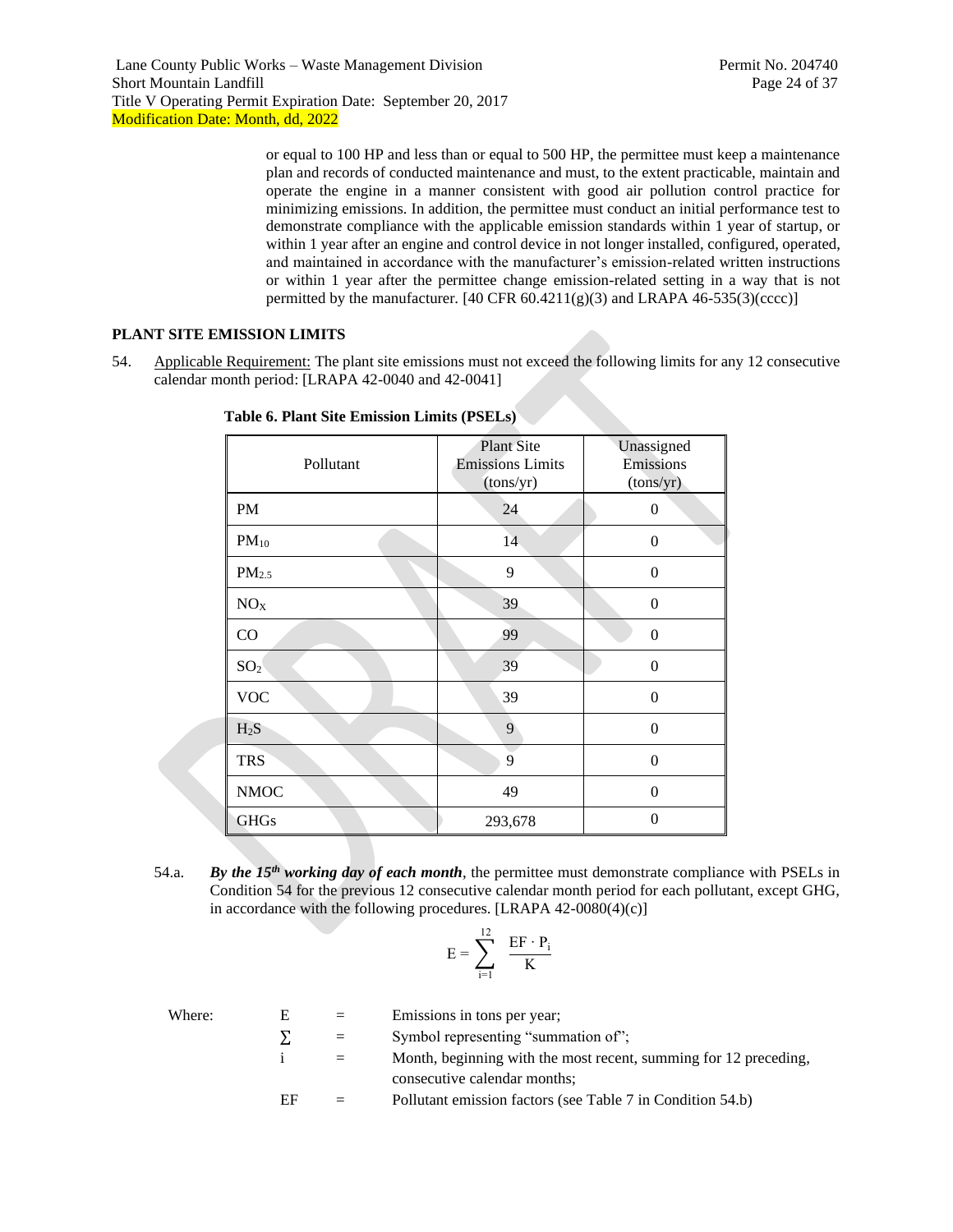or equal to 100 HP and less than or equal to 500 HP, the permittee must keep a maintenance plan and records of conducted maintenance and must, to the extent practicable, maintain and operate the engine in a manner consistent with good air pollution control practice for minimizing emissions. In addition, the permittee must conduct an initial performance test to demonstrate compliance with the applicable emission standards within 1 year of startup, or within 1 year after an engine and control device in not longer installed, configured, operated, and maintained in accordance with the manufacturer's emission-related written instructions or within 1 year after the permittee change emission-related setting in a way that is not permitted by the manufacturer. [40 CFR 60.4211(g)(3) and LRAPA 46-535(3)(cccc)]

**PLANT SITE EMISSION LIMITS**

54. Applicable Requirement: The plant site emissions must not exceed the following limits for any 12 consecutive calendar month period: [LRAPA 42-0040 and 42-0041]

**Table 6. Plant Site Emission Limits (PSELs)**

| Pollutant | Plant Site Emissions Limits (tons/yr) | Unassigned Emissions (tons/yr) |
|---|---|---|
| PM | 24 | 0 |
| $PM_{10}$ | 14 | 0 |
| $PM_{2.5}$ | 9 | 0 |
| $NO_X$ | 39 | 0 |
| CO | 99 | 0 |
| $SO_2$ | 39 | 0 |
| VOC | 39 | 0 |
| $H_2S$ | 9 | 0 |
| TRS | 9 | 0 |
| NMOC | 49 | 0 |
| GHGs | 293,678 | 0 |

54.a. ***By the 15th working day of each month***, the permittee must demonstrate compliance with PSELs in Condition 54 for the previous 12 consecutive calendar month period for each pollutant, except GHG, in accordance with the following procedures. [LRAPA 42-0080(4)(c)]

$$E = \sum_{i=1}^{12} \frac{EF \cdot P_i}{K}$$

Where:

| | | |
|---|---|---|
| E | = | Emissions in tons per year; |
| $\sum$ | = | Symbol representing "summation of"; |
| i | = | Month, beginning with the most recent, summing for 12 preceding, consecutive calendar months; |
| EF | = | Pollutant emission factors (see Table 7 in Condition 54.b) |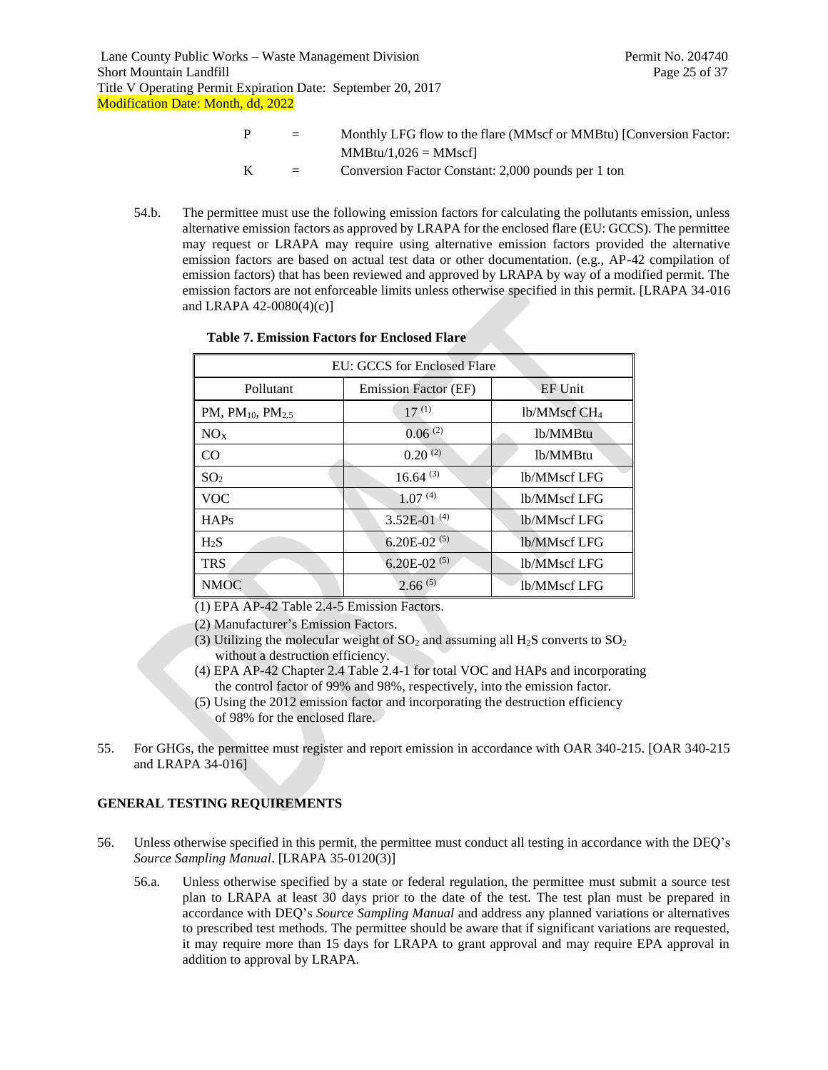| | | |
|---|---|---|
| P | = | Monthly LFG flow to the flare (MMscf or MMBtu) [Conversion Factor: MMBtu/1,026 = MMscf] |
| K | = | Conversion Factor Constant: 2,000 pounds per 1 ton |

54.b. The permittee must use the following emission factors for calculating the pollutants emission, unless alternative emission factors as approved by LRAPA for the enclosed flare (EU: GCCS). The permittee may request or LRAPA may require using alternative emission factors provided the alternative emission factors are based on actual test data or other documentation. (e.g., AP-42 compilation of emission factors) that has been reviewed and approved by LRAPA by way of a modified permit. The emission factors are not enforceable limits unless otherwise specified in this permit. [LRAPA 34-016 and LRAPA 42-0080(4)(c)]

**Table 7. Emission Factors for Enclosed Flare**

| EU: GCCS for Enclosed Flare | | |
|---|---|---|
| Pollutant | Emission Factor (EF) | EF Unit |
| PM, $PM_{10}$, $PM_{2.5}$ | 17 (1) | lb/MMscf $CH_4$ |
| $NO_X$ | 0.06 (2) | lb/MMBtu |
| CO | 0.20 (2) | lb/MMBtu |
| $SO_2$ | 16.64 (3) | lb/MMscf LFG |
| VOC | 1.07 (4) | lb/MMscf LFG |
| HAPs | 3.52E-01 (4) | lb/MMscf LFG |
| $H_2S$ | 6.20E-02 (5) | lb/MMscf LFG |
| TRS | 6.20E-02 (5) | lb/MMscf LFG |
| NMOC | 2.66 (5) | lb/MMscf LFG |

(1) EPA AP-42 Table 2.4-5 Emission Factors.
(2) Manufacturer's Emission Factors.
(3) Utilizing the molecular weight of $SO_2$ and assuming all $H_2S$ converts to $SO_2$ without a destruction efficiency.
(4) EPA AP-42 Chapter 2.4 Table 2.4-1 for total VOC and HAPs and incorporating the control factor of 99% and 98%, respectively, into the emission factor.
(5) Using the 2012 emission factor and incorporating the destruction efficiency of 98% for the enclosed flare.

55. For GHGs, the permittee must register and report emission in accordance with OAR 340-215. [OAR 340-215 and LRAPA 34-016]

## GENERAL TESTING REQUIREMENTS

56. Unless otherwise specified in this permit, the permittee must conduct all testing in accordance with the DEQ's *Source Sampling Manual*. [LRAPA 35-0120(3)]

56.a. Unless otherwise specified by a state or federal regulation, the permittee must submit a source test plan to LRAPA at least 30 days prior to the date of the test. The test plan must be prepared in accordance with DEQ's *Source Sampling Manual* and address any planned variations or alternatives to prescribed test methods. The permittee should be aware that if significant variations are requested, it may require more than 15 days for LRAPA to grant approval and may require EPA approval in addition to approval by LRAPA.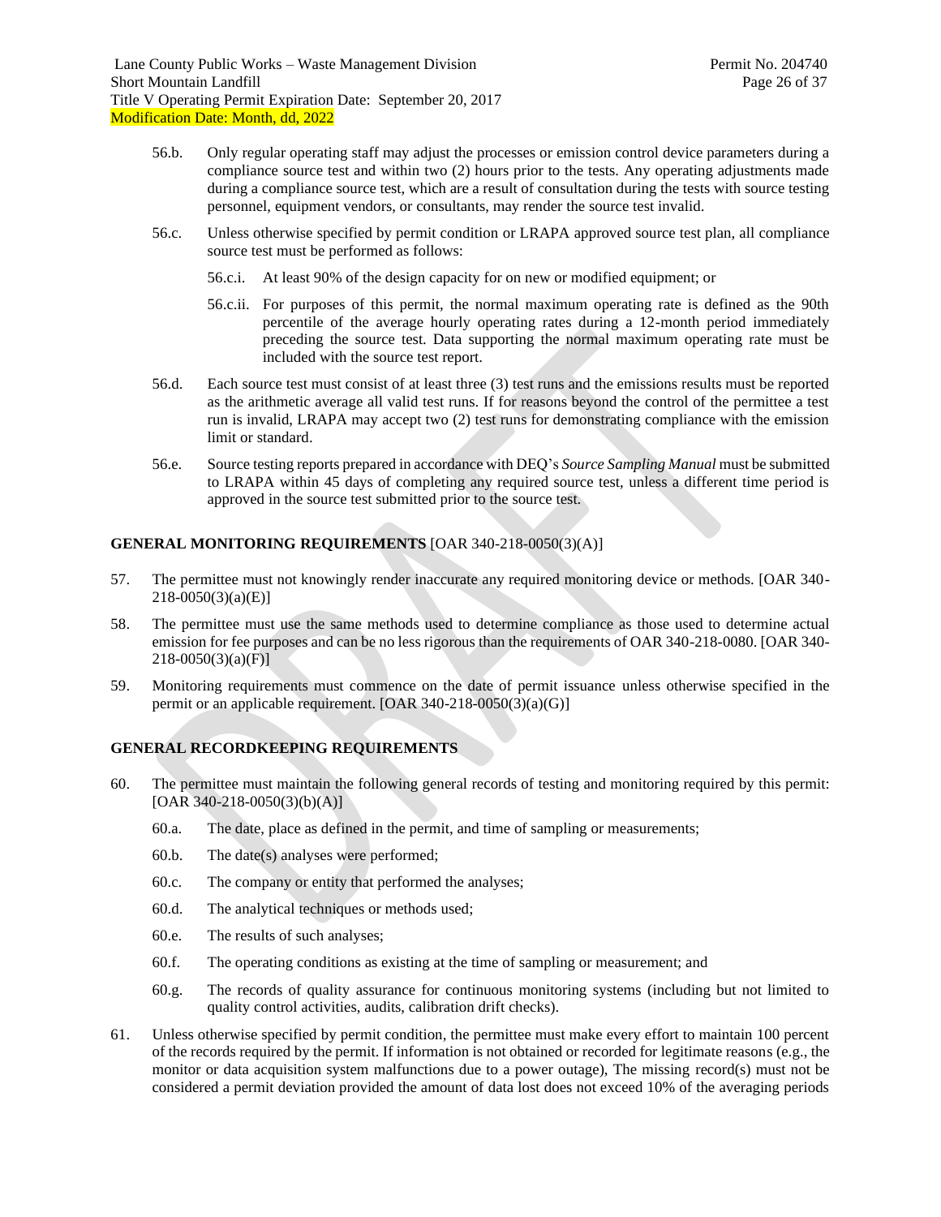56.b. Only regular operating staff may adjust the processes or emission control device parameters during a compliance source test and within two (2) hours prior to the tests. Any operating adjustments made during a compliance source test, which are a result of consultation during the tests with source testing personnel, equipment vendors, or consultants, may render the source test invalid.

56.c. Unless otherwise specified by permit condition or LRAPA approved source test plan, all compliance source test must be performed as follows:

56.c.i. At least 90% of the design capacity for on new or modified equipment; or

56.c.ii. For purposes of this permit, the normal maximum operating rate is defined as the 90th percentile of the average hourly operating rates during a 12-month period immediately preceding the source test. Data supporting the normal maximum operating rate must be included with the source test report.

56.d. Each source test must consist of at least three (3) test runs and the emissions results must be reported as the arithmetic average all valid test runs. If for reasons beyond the control of the permittee a test run is invalid, LRAPA may accept two (2) test runs for demonstrating compliance with the emission limit or standard.

56.e. Source testing reports prepared in accordance with DEQ's *Source Sampling Manual* must be submitted to LRAPA within 45 days of completing any required source test, unless a different time period is approved in the source test submitted prior to the source test.

**GENERAL MONITORING REQUIREMENTS** [OAR 340-218-0050(3)(A)]

57. The permittee must not knowingly render inaccurate any required monitoring device or methods. [OAR 340-218-0050(3)(a)(E)]

58. The permittee must use the same methods used to determine compliance as those used to determine actual emission for fee purposes and can be no less rigorous than the requirements of OAR 340-218-0080. [OAR 340-218-0050(3)(a)(F)]

59. Monitoring requirements must commence on the date of permit issuance unless otherwise specified in the permit or an applicable requirement. [OAR 340-218-0050(3)(a)(G)]

**GENERAL RECORDKEEPING REQUIREMENTS**

60. The permittee must maintain the following general records of testing and monitoring required by this permit: [OAR 340-218-0050(3)(b)(A)]

60.a. The date, place as defined in the permit, and time of sampling or measurements;

60.b. The date(s) analyses were performed;

60.c. The company or entity that performed the analyses;

60.d. The analytical techniques or methods used;

60.e. The results of such analyses;

60.f. The operating conditions as existing at the time of sampling or measurement; and

60.g. The records of quality assurance for continuous monitoring systems (including but not limited to quality control activities, audits, calibration drift checks).

61. Unless otherwise specified by permit condition, the permittee must make every effort to maintain 100 percent of the records required by the permit. If information is not obtained or recorded for legitimate reasons (e.g., the monitor or data acquisition system malfunctions due to a power outage), The missing record(s) must not be considered a permit deviation provided the amount of data lost does not exceed 10% of the averaging periods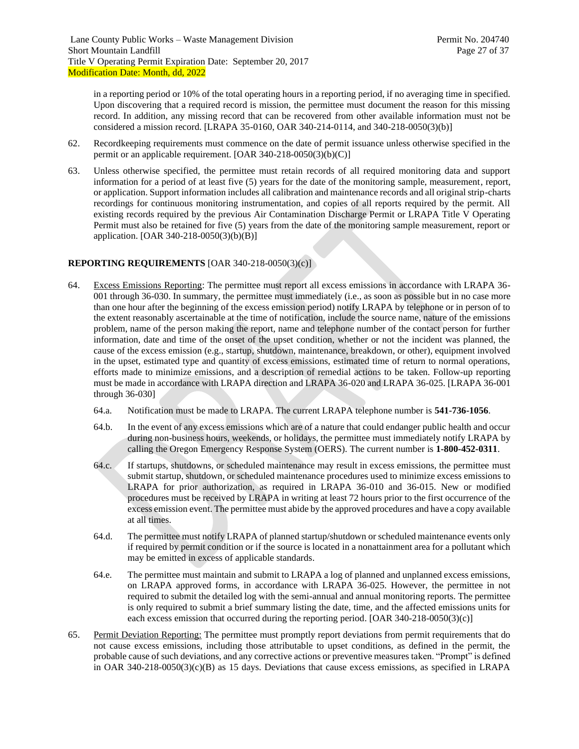in a reporting period or 10% of the total operating hours in a reporting period, if no averaging time in specified. Upon discovering that a required record is mission, the permittee must document the reason for this missing record. In addition, any missing record that can be recovered from other available information must not be considered a mission record. [LRAPA 35-0160, OAR 340-214-0114, and 340-218-0050(3)(b)]

62. Recordkeeping requirements must commence on the date of permit issuance unless otherwise specified in the permit or an applicable requirement. [OAR 340-218-0050(3)(b)(C)]

63. Unless otherwise specified, the permittee must retain records of all required monitoring data and support information for a period of at least five (5) years for the date of the monitoring sample, measurement, report, or application. Support information includes all calibration and maintenance records and all original strip-charts recordings for continuous monitoring instrumentation, and copies of all reports required by the permit. All existing records required by the previous Air Contamination Discharge Permit or LRAPA Title V Operating Permit must also be retained for five (5) years from the date of the monitoring sample measurement, report or application. [OAR 340-218-0050(3)(b)(B)]

**REPORTING REQUIREMENTS** [OAR 340-218-0050(3)(c)]

64. Excess Emissions Reporting: The permittee must report all excess emissions in accordance with LRAPA 36-001 through 36-030. In summary, the permittee must immediately (i.e., as soon as possible but in no case more than one hour after the beginning of the excess emission period) notify LRAPA by telephone or in person of to the extent reasonably ascertainable at the time of notification, include the source name, nature of the emissions problem, name of the person making the report, name and telephone number of the contact person for further information, date and time of the onset of the upset condition, whether or not the incident was planned, the cause of the excess emission (e.g., startup, shutdown, maintenance, breakdown, or other), equipment involved in the upset, estimated type and quantity of excess emissions, estimated time of return to normal operations, efforts made to minimize emissions, and a description of remedial actions to be taken. Follow-up reporting must be made in accordance with LRAPA direction and LRAPA 36-020 and LRAPA 36-025. [LRAPA 36-001 through 36-030]

    64.a. Notification must be made to LRAPA. The current LRAPA telephone number is **541-736-1056**.

    64.b. In the event of any excess emissions which are of a nature that could endanger public health and occur during non-business hours, weekends, or holidays, the permittee must immediately notify LRAPA by calling the Oregon Emergency Response System (OERS). The current number is **1-800-452-0311**.

    64.c. If startups, shutdowns, or scheduled maintenance may result in excess emissions, the permittee must submit startup, shutdown, or scheduled maintenance procedures used to minimize excess emissions to LRAPA for prior authorization, as required in LRAPA 36-010 and 36-015. New or modified procedures must be received by LRAPA in writing at least 72 hours prior to the first occurrence of the excess emission event. The permittee must abide by the approved procedures and have a copy available at all times.

    64.d. The permittee must notify LRAPA of planned startup/shutdown or scheduled maintenance events only if required by permit condition or if the source is located in a nonattainment area for a pollutant which may be emitted in excess of applicable standards.

    64.e. The permittee must maintain and submit to LRAPA a log of planned and unplanned excess emissions, on LRAPA approved forms, in accordance with LRAPA 36-025. However, the permittee in not required to submit the detailed log with the semi-annual and annual monitoring reports. The permittee is only required to submit a brief summary listing the date, time, and the affected emissions units for each excess emission that occurred during the reporting period. [OAR 340-218-0050(3)(c)]

65. Permit Deviation Reporting: The permittee must promptly report deviations from permit requirements that do not cause excess emissions, including those attributable to upset conditions, as defined in the permit, the probable cause of such deviations, and any corrective actions or preventive measures taken. "Prompt" is defined in OAR 340-218-0050(3)(c)(B) as 15 days. Deviations that cause excess emissions, as specified in LRAPA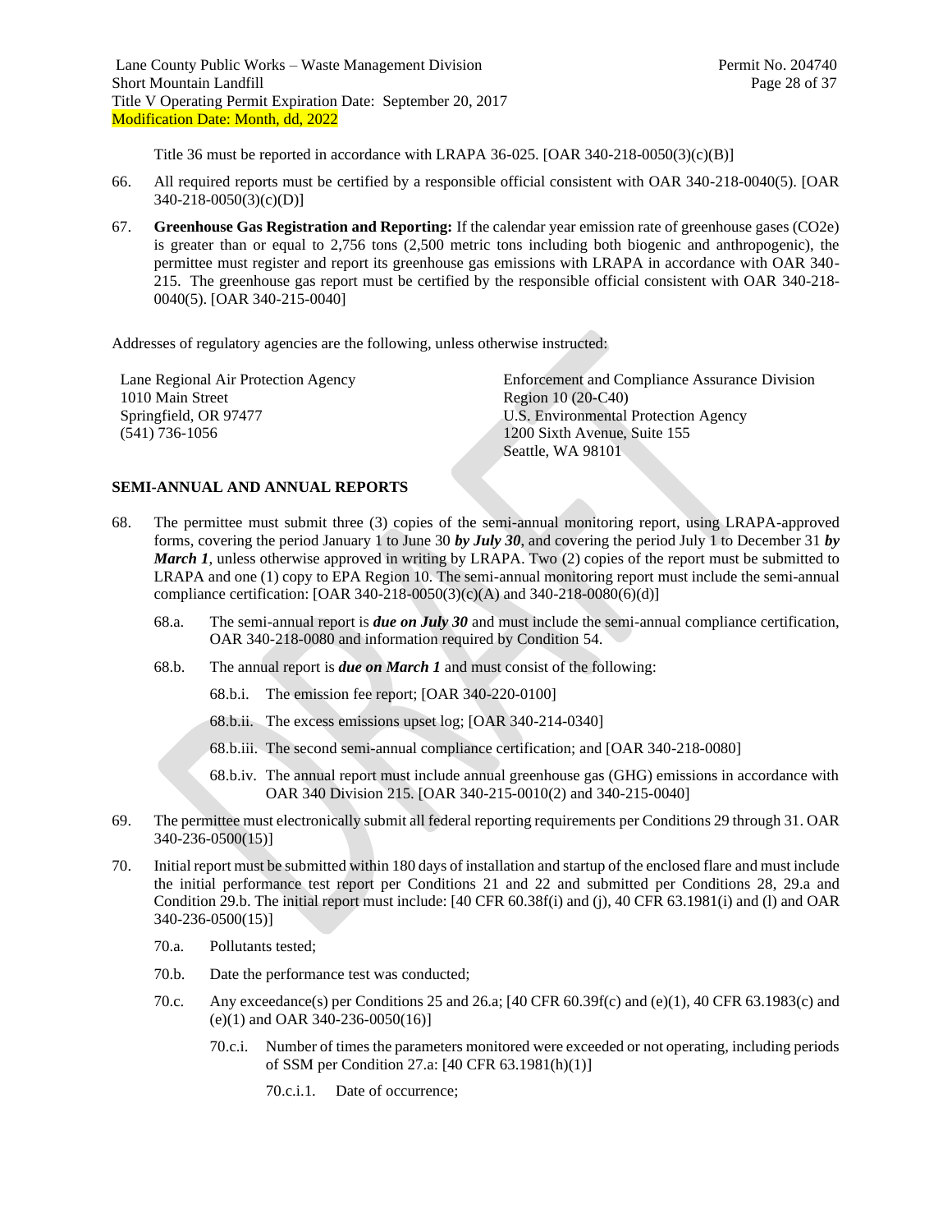Title 36 must be reported in accordance with LRAPA 36-025. [OAR 340-218-0050(3)(c)(B)]

66. All required reports must be certified by a responsible official consistent with OAR 340-218-0040(5). [OAR 340-218-0050(3)(c)(D)]

67. **Greenhouse Gas Registration and Reporting:** If the calendar year emission rate of greenhouse gases ($CO_2e$) is greater than or equal to 2,756 tons (2,500 metric tons including both biogenic and anthropogenic), the permittee must register and report its greenhouse gas emissions with LRAPA in accordance with OAR 340-215. The greenhouse gas report must be certified by the responsible official consistent with OAR 340-218-0040(5). [OAR 340-215-0040]

Addresses of regulatory agencies are the following, unless otherwise instructed:

Lane Regional Air Protection Agency
1010 Main Street
Springfield, OR 97477
(541) 736-1056

Enforcement and Compliance Assurance Division
Region 10 (20-C40)
U.S. Environmental Protection Agency
1200 Sixth Avenue, Suite 155
Seattle, WA 98101

**SEMI-ANNUAL AND ANNUAL REPORTS**

68. The permittee must submit three (3) copies of the semi-annual monitoring report, using LRAPA-approved forms, covering the period January 1 to June 30 ***by July 30***, and covering the period July 1 to December 31 ***by March 1***, unless otherwise approved in writing by LRAPA. Two (2) copies of the report must be submitted to LRAPA and one (1) copy to EPA Region 10. The semi-annual monitoring report must include the semi-annual compliance certification: [OAR 340-218-0050(3)(c)(A) and 340-218-0080(6)(d)]

    68.a. The semi-annual report is ***due on July 30*** and must include the semi-annual compliance certification, OAR 340-218-0080 and information required by Condition 54.

    68.b. The annual report is ***due on March 1*** and must consist of the following:

        68.b.i. The emission fee report; [OAR 340-220-0100]

        68.b.ii. The excess emissions upset log; [OAR 340-214-0340]

        68.b.iii. The second semi-annual compliance certification; and [OAR 340-218-0080]

        68.b.iv. The annual report must include annual greenhouse gas (GHG) emissions in accordance with OAR 340 Division 215. [OAR 340-215-0010(2) and 340-215-0040]

69. The permittee must electronically submit all federal reporting requirements per Conditions 29 through 31. OAR 340-236-0500(15)]

70. Initial report must be submitted within 180 days of installation and startup of the enclosed flare and must include the initial performance test report per Conditions 21 and 22 and submitted per Conditions 28, 29.a and Condition 29.b. The initial report must include: [40 CFR 60.38f(i) and (j), 40 CFR 63.1981(i) and (l) and OAR 340-236-0500(15)]

    70.a. Pollutants tested;

    70.b. Date the performance test was conducted;

    70.c. Any exceedance(s) per Conditions 25 and 26.a; [40 CFR 60.39f(c) and (e)(1), 40 CFR 63.1983(c) and (e)(1) and OAR 340-236-0050(16)]

        70.c.i. Number of times the parameters monitored were exceeded or not operating, including periods of SSM per Condition 27.a: [40 CFR 63.1981(h)(1)]

            70.c.i.1. Date of occurrence;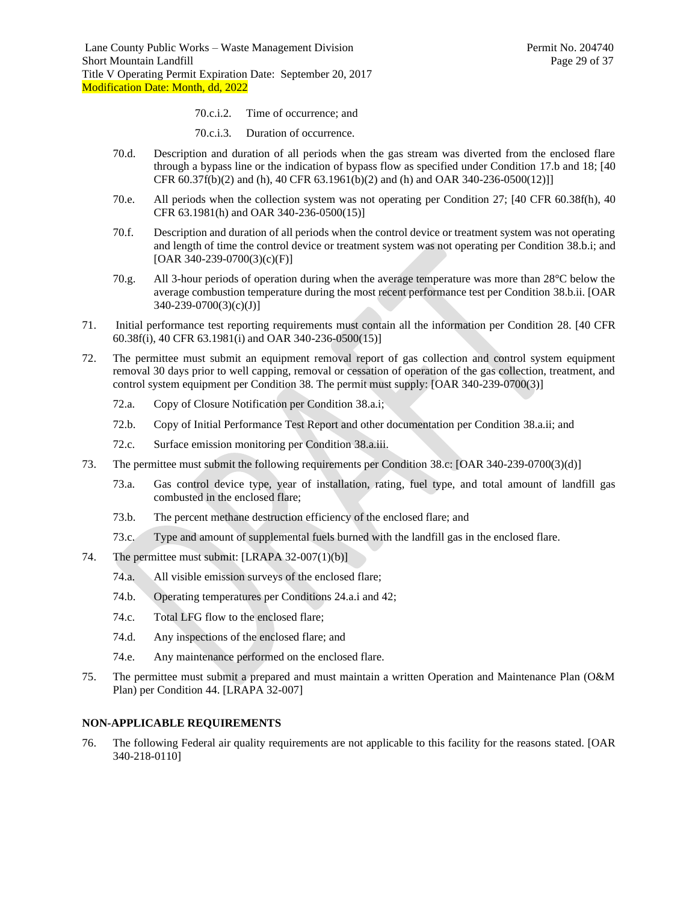70.c.i.2. Time of occurrence; and

70.c.i.3. Duration of occurrence.

70.d. Description and duration of all periods when the gas stream was diverted from the enclosed flare through a bypass line or the indication of bypass flow as specified under Condition 17.b and 18; [40 CFR 60.37f(b)(2) and (h), 40 CFR 63.1961(b)(2) and (h) and OAR 340-236-0500(12)]]

70.e. All periods when the collection system was not operating per Condition 27; [40 CFR 60.38f(h), 40 CFR 63.1981(h) and OAR 340-236-0500(15)]

70.f. Description and duration of all periods when the control device or treatment system was not operating and length of time the control device or treatment system was not operating per Condition 38.b.i; and [OAR 340-239-0700(3)(c)(F)]

70.g. All 3-hour periods of operation during when the average temperature was more than 28°C below the average combustion temperature during the most recent performance test per Condition 38.b.ii. [OAR 340-239-0700(3)(c)(J)]

71. Initial performance test reporting requirements must contain all the information per Condition 28. [40 CFR 60.38f(i), 40 CFR 63.1981(i) and OAR 340-236-0500(15)]

72. The permittee must submit an equipment removal report of gas collection and control system equipment removal 30 days prior to well capping, removal or cessation of operation of the gas collection, treatment, and control system equipment per Condition 38. The permit must supply: [OAR 340-239-0700(3)]

72.a. Copy of Closure Notification per Condition 38.a.i;

72.b. Copy of Initial Performance Test Report and other documentation per Condition 38.a.ii; and

72.c. Surface emission monitoring per Condition 38.a.iii.

73. The permittee must submit the following requirements per Condition 38.c: [OAR 340-239-0700(3)(d)]

73.a. Gas control device type, year of installation, rating, fuel type, and total amount of landfill gas combusted in the enclosed flare;

73.b. The percent methane destruction efficiency of the enclosed flare; and

73.c. Type and amount of supplemental fuels burned with the landfill gas in the enclosed flare.

74. The permittee must submit: [LRAPA 32-007(1)(b)]

74.a. All visible emission surveys of the enclosed flare;

74.b. Operating temperatures per Conditions 24.a.i and 42;

74.c. Total LFG flow to the enclosed flare;

74.d. Any inspections of the enclosed flare; and

74.e. Any maintenance performed on the enclosed flare.

75. The permittee must submit a prepared and must maintain a written Operation and Maintenance Plan (O&M Plan) per Condition 44. [LRAPA 32-007]

## NON-APPLICABLE REQUIREMENTS

76. The following Federal air quality requirements are not applicable to this facility for the reasons stated. [OAR 340-218-0110]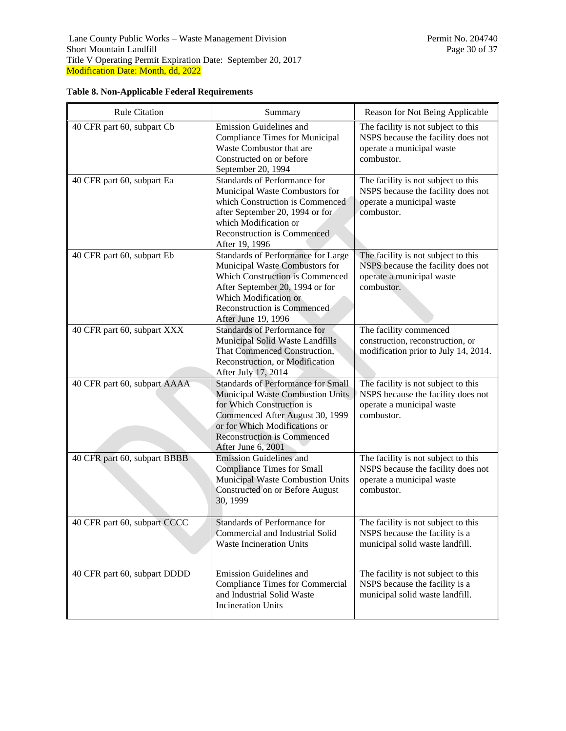**Table 8. Non-Applicable Federal Requirements**

| Rule Citation | Summary | Reason for Not Being Applicable |
|---|---|---|
| 40 CFR part 60, subpart Cb | Emission Guidelines and Compliance Times for Municipal Waste Combustor that are Constructed on or before September 20, 1994 | The facility is not subject to this NSPS because the facility does not operate a municipal waste combustor. |
| 40 CFR part 60, subpart Ea | Standards of Performance for Municipal Waste Combustors for which Construction is Commenced after September 20, 1994 or for which Modification or Reconstruction is Commenced After 19, 1996 | The facility is not subject to this NSPS because the facility does not operate a municipal waste combustor. |
| 40 CFR part 60, subpart Eb | Standards of Performance for Large Municipal Waste Combustors for Which Construction is Commenced After September 20, 1994 or for Which Modification or Reconstruction is Commenced After June 19, 1996 | The facility is not subject to this NSPS because the facility does not operate a municipal waste combustor. |
| 40 CFR part 60, subpart XXX | Standards of Performance for Municipal Solid Waste Landfills That Commenced Construction, Reconstruction, or Modification After July 17, 2014 | The facility commenced construction, reconstruction, or modification prior to July 14, 2014. |
| 40 CFR part 60, subpart AAAA | Standards of Performance for Small Municipal Waste Combustion Units for Which Construction is Commenced After August 30, 1999 or for Which Modifications or Reconstruction is Commenced After June 6, 2001 | The facility is not subject to this NSPS because the facility does not operate a municipal waste combustor. |
| 40 CFR part 60, subpart BBBB | Emission Guidelines and Compliance Times for Small Municipal Waste Combustion Units Constructed on or Before August 30, 1999 | The facility is not subject to this NSPS because the facility does not operate a municipal waste combustor. |
| 40 CFR part 60, subpart CCCC | Standards of Performance for Commercial and Industrial Solid Waste Incineration Units | The facility is not subject to this NSPS because the facility is a municipal solid waste landfill. |
| 40 CFR part 60, subpart DDDD | Emission Guidelines and Compliance Times for Commercial and Industrial Solid Waste Incineration Units | The facility is not subject to this NSPS because the facility is a municipal solid waste landfill. |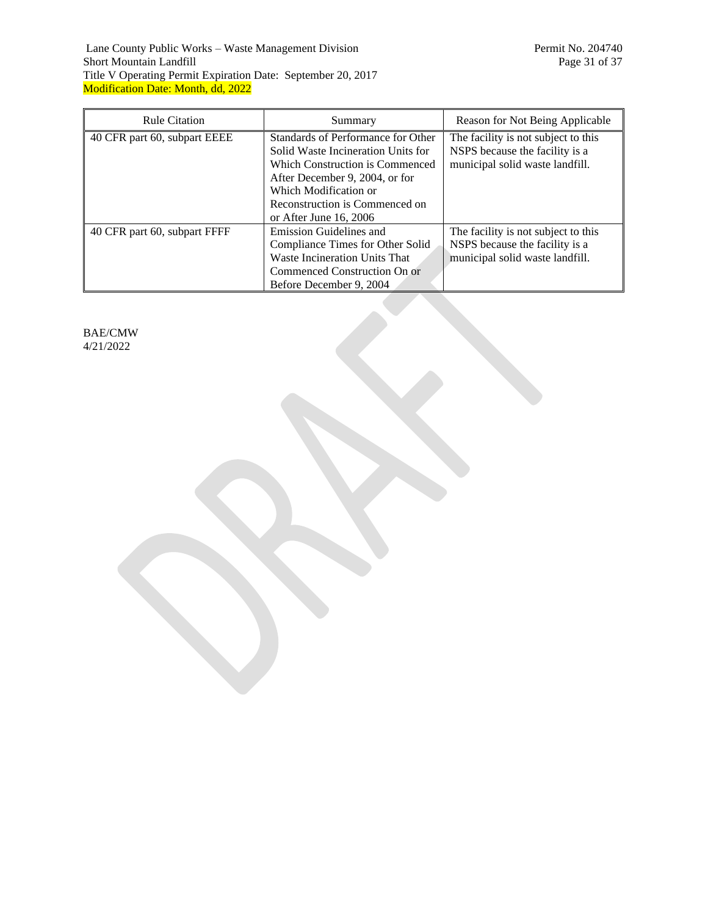| Rule Citation | Summary | Reason for Not Being Applicable |
|---|---|---|
| 40 CFR part 60, subpart EEEE | Standards of Performance for Other Solid Waste Incineration Units for Which Construction is Commenced After December 9, 2004, or for Which Modification or Reconstruction is Commenced on or After June 16, 2006 | The facility is not subject to this NSPS because the facility is a municipal solid waste landfill. |
| 40 CFR part 60, subpart FFFF | Emission Guidelines and Compliance Times for Other Solid Waste Incineration Units That Commenced Construction On or Before December 9, 2004 | The facility is not subject to this NSPS because the facility is a municipal solid waste landfill. |

BAE/CMW
4/21/2022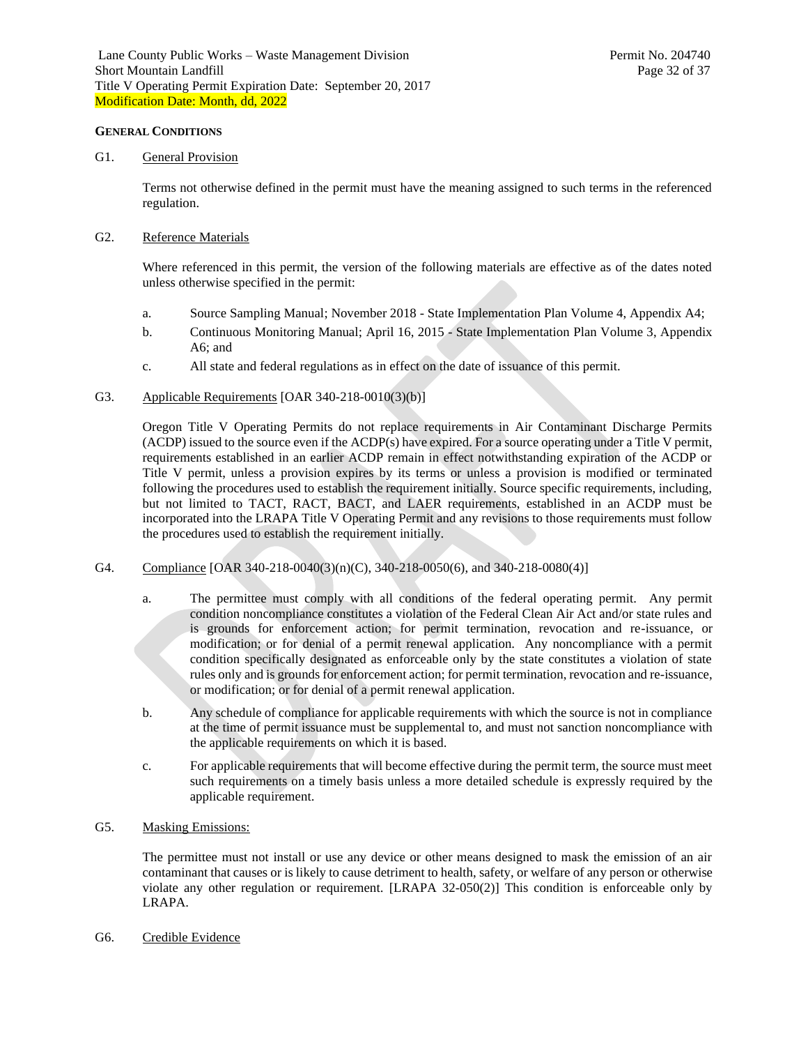**GENERAL CONDITIONS**

G1. General Provision

Terms not otherwise defined in the permit must have the meaning assigned to such terms in the referenced regulation.

G2. Reference Materials

Where referenced in this permit, the version of the following materials are effective as of the dates noted unless otherwise specified in the permit:

a. Source Sampling Manual; November 2018 - State Implementation Plan Volume 4, Appendix A4;

b. Continuous Monitoring Manual; April 16, 2015 - State Implementation Plan Volume 3, Appendix A6; and

c. All state and federal regulations as in effect on the date of issuance of this permit.

G3. Applicable Requirements [OAR 340-218-0010(3)(b)]

Oregon Title V Operating Permits do not replace requirements in Air Contaminant Discharge Permits (ACDP) issued to the source even if the ACDP(s) have expired. For a source operating under a Title V permit, requirements established in an earlier ACDP remain in effect notwithstanding expiration of the ACDP or Title V permit, unless a provision expires by its terms or unless a provision is modified or terminated following the procedures used to establish the requirement initially. Source specific requirements, including, but not limited to TACT, RACT, BACT, and LAER requirements, established in an ACDP must be incorporated into the LRAPA Title V Operating Permit and any revisions to those requirements must follow the procedures used to establish the requirement initially.

G4. Compliance [OAR 340-218-0040(3)(n)(C), 340-218-0050(6), and 340-218-0080(4)]

a. The permittee must comply with all conditions of the federal operating permit. Any permit condition noncompliance constitutes a violation of the Federal Clean Air Act and/or state rules and is grounds for enforcement action; for permit termination, revocation and re-issuance, or modification; or for denial of a permit renewal application. Any noncompliance with a permit condition specifically designated as enforceable only by the state constitutes a violation of state rules only and is grounds for enforcement action; for permit termination, revocation and re-issuance, or modification; or for denial of a permit renewal application.

b. Any schedule of compliance for applicable requirements with which the source is not in compliance at the time of permit issuance must be supplemental to, and must not sanction noncompliance with the applicable requirements on which it is based.

c. For applicable requirements that will become effective during the permit term, the source must meet such requirements on a timely basis unless a more detailed schedule is expressly required by the applicable requirement.

G5. Masking Emissions:

The permittee must not install or use any device or other means designed to mask the emission of an air contaminant that causes or is likely to cause detriment to health, safety, or welfare of any person or otherwise violate any other regulation or requirement. [LRAPA 32-050(2)] This condition is enforceable only by LRAPA.

G6. Credible Evidence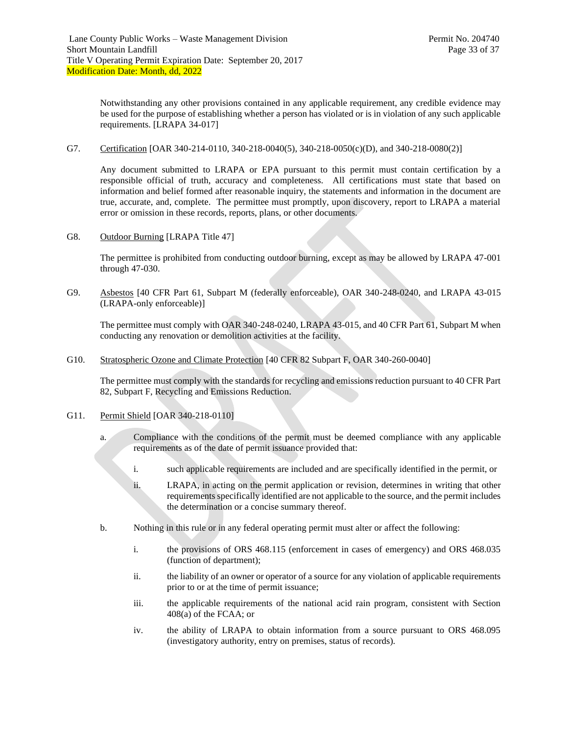Notwithstanding any other provisions contained in any applicable requirement, any credible evidence may be used for the purpose of establishing whether a person has violated or is in violation of any such applicable requirements. [LRAPA 34-017]

G7. Certification [OAR 340-214-0110, 340-218-0040(5), 340-218-0050(c)(D), and 340-218-0080(2)]

Any document submitted to LRAPA or EPA pursuant to this permit must contain certification by a responsible official of truth, accuracy and completeness. All certifications must state that based on information and belief formed after reasonable inquiry, the statements and information in the document are true, accurate, and, complete. The permittee must promptly, upon discovery, report to LRAPA a material error or omission in these records, reports, plans, or other documents.

G8. Outdoor Burning [LRAPA Title 47]

The permittee is prohibited from conducting outdoor burning, except as may be allowed by LRAPA 47-001 through 47-030.

G9. Asbestos [40 CFR Part 61, Subpart M (federally enforceable), OAR 340-248-0240, and LRAPA 43-015 (LRAPA-only enforceable)]

The permittee must comply with OAR 340-248-0240, LRAPA 43-015, and 40 CFR Part 61, Subpart M when conducting any renovation or demolition activities at the facility.

G10. Stratospheric Ozone and Climate Protection [40 CFR 82 Subpart F, OAR 340-260-0040]

The permittee must comply with the standards for recycling and emissions reduction pursuant to 40 CFR Part 82, Subpart F, Recycling and Emissions Reduction.

G11. Permit Shield [OAR 340-218-0110]

a. Compliance with the conditions of the permit must be deemed compliance with any applicable requirements as of the date of permit issuance provided that:

i. such applicable requirements are included and are specifically identified in the permit, or

ii. LRAPA, in acting on the permit application or revision, determines in writing that other requirements specifically identified are not applicable to the source, and the permit includes the determination or a concise summary thereof.

b. Nothing in this rule or in any federal operating permit must alter or affect the following:

i. the provisions of ORS 468.115 (enforcement in cases of emergency) and ORS 468.035 (function of department);

ii. the liability of an owner or operator of a source for any violation of applicable requirements prior to or at the time of permit issuance;

iii. the applicable requirements of the national acid rain program, consistent with Section 408(a) of the FCAA; or

iv. the ability of LRAPA to obtain information from a source pursuant to ORS 468.095 (investigatory authority, entry on premises, status of records).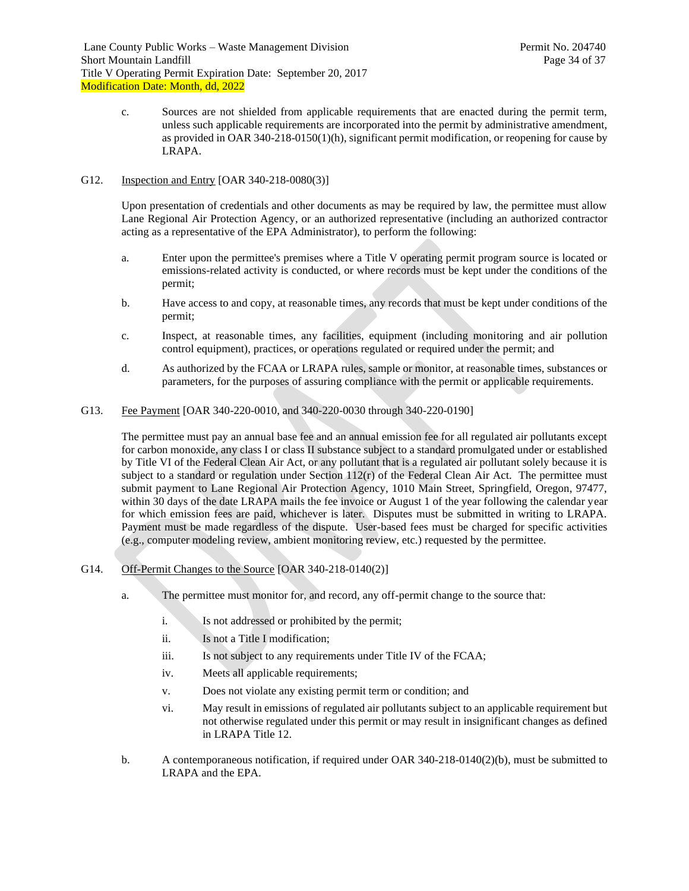c. Sources are not shielded from applicable requirements that are enacted during the permit term, unless such applicable requirements are incorporated into the permit by administrative amendment, as provided in OAR 340-218-0150(1)(h), significant permit modification, or reopening for cause by LRAPA.

G12. Inspection and Entry [OAR 340-218-0080(3)]

Upon presentation of credentials and other documents as may be required by law, the permittee must allow Lane Regional Air Protection Agency, or an authorized representative (including an authorized contractor acting as a representative of the EPA Administrator), to perform the following:

a. Enter upon the permittee's premises where a Title V operating permit program source is located or emissions-related activity is conducted, or where records must be kept under the conditions of the permit;

b. Have access to and copy, at reasonable times, any records that must be kept under conditions of the permit;

c. Inspect, at reasonable times, any facilities, equipment (including monitoring and air pollution control equipment), practices, or operations regulated or required under the permit; and

d. As authorized by the FCAA or LRAPA rules, sample or monitor, at reasonable times, substances or parameters, for the purposes of assuring compliance with the permit or applicable requirements.

G13. Fee Payment [OAR 340-220-0010, and 340-220-0030 through 340-220-0190]

The permittee must pay an annual base fee and an annual emission fee for all regulated air pollutants except for carbon monoxide, any class I or class II substance subject to a standard promulgated under or established by Title VI of the Federal Clean Air Act, or any pollutant that is a regulated air pollutant solely because it is subject to a standard or regulation under Section 112(r) of the Federal Clean Air Act. The permittee must submit payment to Lane Regional Air Protection Agency, 1010 Main Street, Springfield, Oregon, 97477, within 30 days of the date LRAPA mails the fee invoice or August 1 of the year following the calendar year for which emission fees are paid, whichever is later. Disputes must be submitted in writing to LRAPA. Payment must be made regardless of the dispute. User-based fees must be charged for specific activities (e.g., computer modeling review, ambient monitoring review, etc.) requested by the permittee.

G14. Off-Permit Changes to the Source [OAR 340-218-0140(2)]

a. The permittee must monitor for, and record, any off-permit change to the source that:

   i. Is not addressed or prohibited by the permit;

   ii. Is not a Title I modification;

   iii. Is not subject to any requirements under Title IV of the FCAA;

   iv. Meets all applicable requirements;

   v. Does not violate any existing permit term or condition; and

   vi. May result in emissions of regulated air pollutants subject to an applicable requirement but not otherwise regulated under this permit or may result in insignificant changes as defined in LRAPA Title 12.

b. A contemporaneous notification, if required under OAR 340-218-0140(2)(b), must be submitted to LRAPA and the EPA.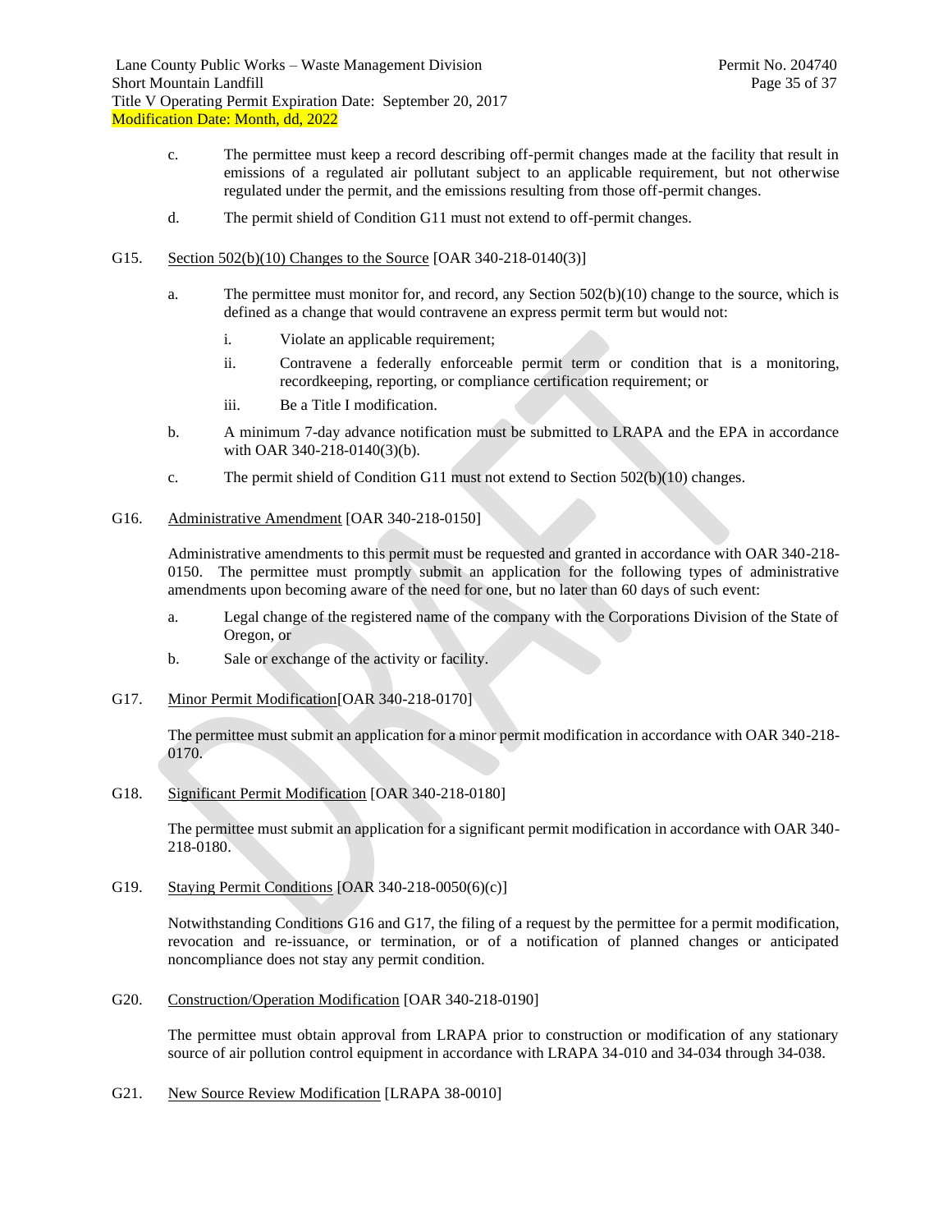c. The permittee must keep a record describing off-permit changes made at the facility that result in emissions of a regulated air pollutant subject to an applicable requirement, but not otherwise regulated under the permit, and the emissions resulting from those off-permit changes.

d. The permit shield of Condition G11 must not extend to off-permit changes.

G15. Section 502(b)(10) Changes to the Source [OAR 340-218-0140(3)]

a. The permittee must monitor for, and record, any Section 502(b)(10) change to the source, which is defined as a change that would contravene an express permit term but would not:

   i. Violate an applicable requirement;

   ii. Contravene a federally enforceable permit term or condition that is a monitoring, recordkeeping, reporting, or compliance certification requirement; or

   iii. Be a Title I modification.

b. A minimum 7-day advance notification must be submitted to LRAPA and the EPA in accordance with OAR 340-218-0140(3)(b).

c. The permit shield of Condition G11 must not extend to Section 502(b)(10) changes.

G16. Administrative Amendment [OAR 340-218-0150]

Administrative amendments to this permit must be requested and granted in accordance with OAR 340-218-0150. The permittee must promptly submit an application for the following types of administrative amendments upon becoming aware of the need for one, but no later than 60 days of such event:

a. Legal change of the registered name of the company with the Corporations Division of the State of Oregon, or

b. Sale or exchange of the activity or facility.

G17. Minor Permit Modification[OAR 340-218-0170]

The permittee must submit an application for a minor permit modification in accordance with OAR 340-218-0170.

G18. Significant Permit Modification [OAR 340-218-0180]

The permittee must submit an application for a significant permit modification in accordance with OAR 340-218-0180.

G19. Staying Permit Conditions [OAR 340-218-0050(6)(c)]

Notwithstanding Conditions G16 and G17, the filing of a request by the permittee for a permit modification, revocation and re-issuance, or termination, or of a notification of planned changes or anticipated noncompliance does not stay any permit condition.

G20. Construction/Operation Modification [OAR 340-218-0190]

The permittee must obtain approval from LRAPA prior to construction or modification of any stationary source of air pollution control equipment in accordance with LRAPA 34-010 and 34-034 through 34-038.

G21. New Source Review Modification [LRAPA 38-0010]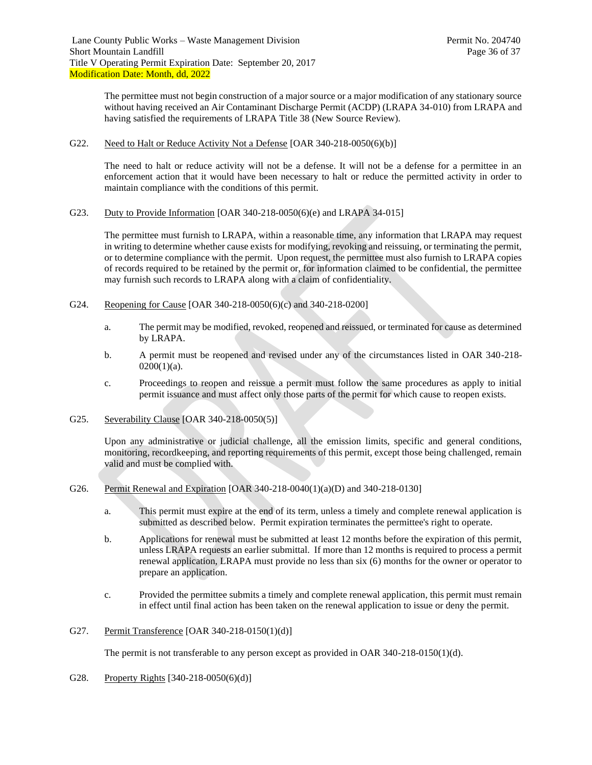The permittee must not begin construction of a major source or a major modification of any stationary source without having received an Air Contaminant Discharge Permit (ACDP) (LRAPA 34-010) from LRAPA and having satisfied the requirements of LRAPA Title 38 (New Source Review).

G22. Need to Halt or Reduce Activity Not a Defense [OAR 340-218-0050(6)(b)]

The need to halt or reduce activity will not be a defense. It will not be a defense for a permittee in an enforcement action that it would have been necessary to halt or reduce the permitted activity in order to maintain compliance with the conditions of this permit.

G23. Duty to Provide Information [OAR 340-218-0050(6)(e) and LRAPA 34-015]

The permittee must furnish to LRAPA, within a reasonable time, any information that LRAPA may request in writing to determine whether cause exists for modifying, revoking and reissuing, or terminating the permit, or to determine compliance with the permit. Upon request, the permittee must also furnish to LRAPA copies of records required to be retained by the permit or, for information claimed to be confidential, the permittee may furnish such records to LRAPA along with a claim of confidentiality.

G24. Reopening for Cause [OAR 340-218-0050(6)(c) and 340-218-0200]

a. The permit may be modified, revoked, reopened and reissued, or terminated for cause as determined by LRAPA.

b. A permit must be reopened and revised under any of the circumstances listed in OAR 340-218-0200(1)(a).

c. Proceedings to reopen and reissue a permit must follow the same procedures as apply to initial permit issuance and must affect only those parts of the permit for which cause to reopen exists.

G25. Severability Clause [OAR 340-218-0050(5)]

Upon any administrative or judicial challenge, all the emission limits, specific and general conditions, monitoring, recordkeeping, and reporting requirements of this permit, except those being challenged, remain valid and must be complied with.

G26. Permit Renewal and Expiration [OAR 340-218-0040(1)(a)(D) and 340-218-0130]

a. This permit must expire at the end of its term, unless a timely and complete renewal application is submitted as described below. Permit expiration terminates the permittee's right to operate.

b. Applications for renewal must be submitted at least 12 months before the expiration of this permit, unless LRAPA requests an earlier submittal. If more than 12 months is required to process a permit renewal application, LRAPA must provide no less than six (6) months for the owner or operator to prepare an application.

c. Provided the permittee submits a timely and complete renewal application, this permit must remain in effect until final action has been taken on the renewal application to issue or deny the permit.

G27. Permit Transference [OAR 340-218-0150(1)(d)]

The permit is not transferable to any person except as provided in OAR 340-218-0150(1)(d).

G28. Property Rights [340-218-0050(6)(d)]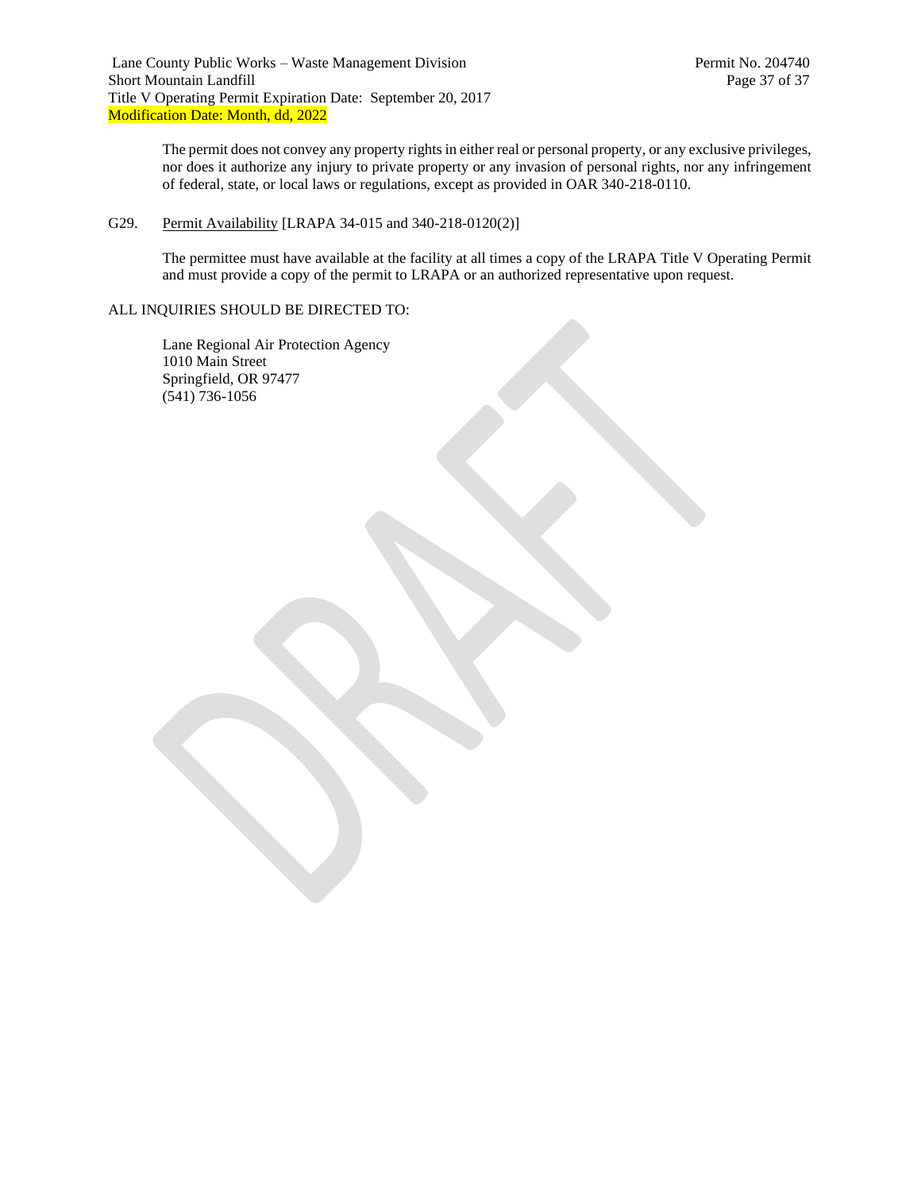The permit does not convey any property rights in either real or personal property, or any exclusive privileges, nor does it authorize any injury to private property or any invasion of personal rights, nor any infringement of federal, state, or local laws or regulations, except as provided in OAR 340-218-0110.

G29. Permit Availability [LRAPA 34-015 and 340-218-0120(2)]

The permittee must have available at the facility at all times a copy of the LRAPA Title V Operating Permit and must provide a copy of the permit to LRAPA or an authorized representative upon request.

ALL INQUIRIES SHOULD BE DIRECTED TO:

Lane Regional Air Protection Agency
1010 Main Street
Springfield, OR 97477
(541) 736-1056